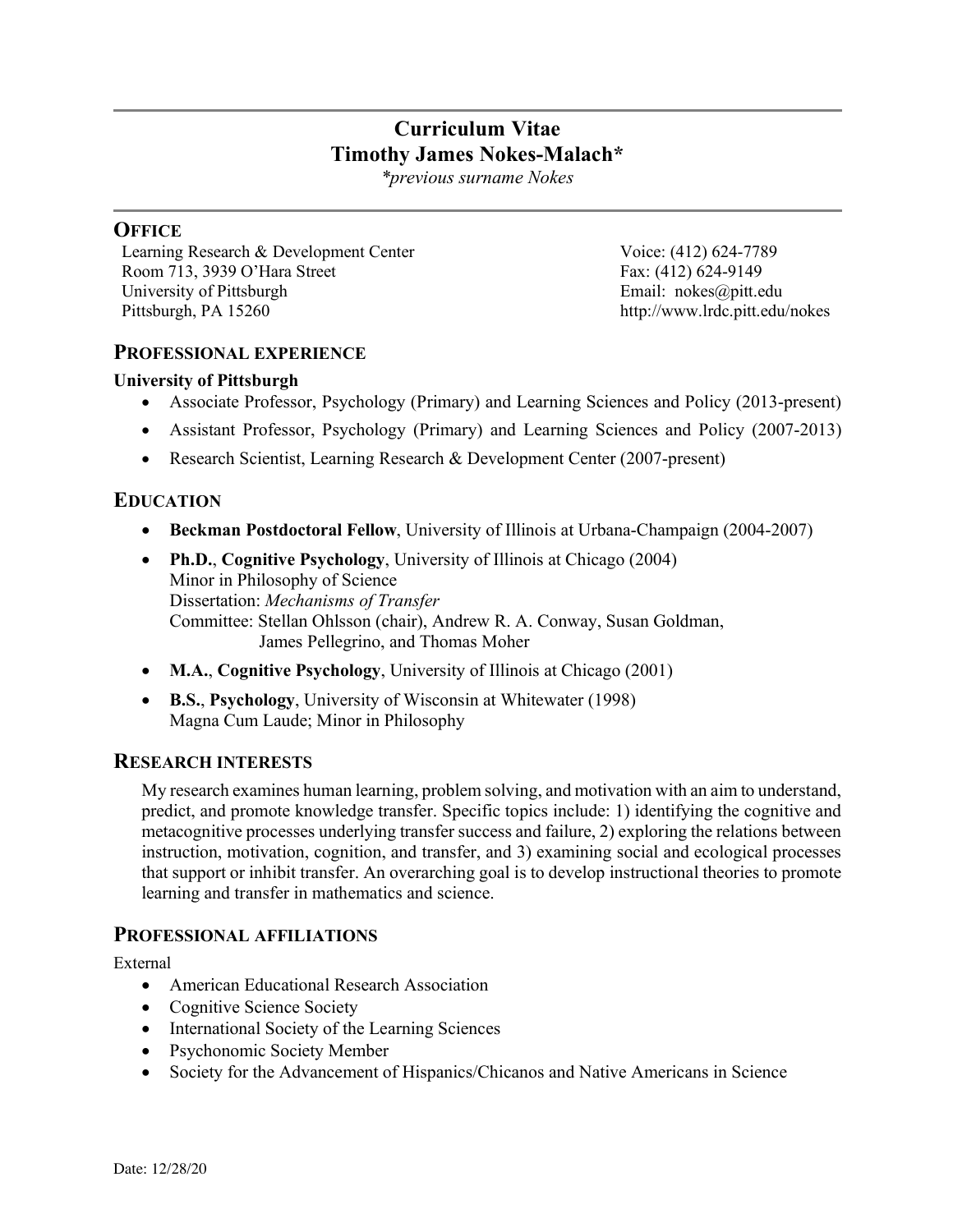# Curriculum Vitae
# Timothy James Nokes-Malach*

*\*previous surname Nokes*

## OFFICE

Learning Research & Development Center
Room 713, 3939 O'Hara Street
University of Pittsburgh
Pittsburgh, PA 15260

Voice: (412) 624-7789
Fax: (412) 624-9149
Email: nokes@pitt.edu
http://www.lrdc.pitt.edu/nokes

## PROFESSIONAL EXPERIENCE

**University of Pittsburgh**

- Associate Professor, Psychology (Primary) and Learning Sciences and Policy (2013-present)
- Assistant Professor, Psychology (Primary) and Learning Sciences and Policy (2007-2013)
- Research Scientist, Learning Research & Development Center (2007-present)

## EDUCATION

- **Beckman Postdoctoral Fellow**, University of Illinois at Urbana-Champaign (2004-2007)
- **Ph.D.**, **Cognitive Psychology**, University of Illinois at Chicago (2004)
  Minor in Philosophy of Science
  Dissertation: *Mechanisms of Transfer*
  Committee: Stellan Ohlsson (chair), Andrew R. A. Conway, Susan Goldman, James Pellegrino, and Thomas Moher
- **M.A.**, **Cognitive Psychology**, University of Illinois at Chicago (2001)
- **B.S.**, **Psychology**, University of Wisconsin at Whitewater (1998)
  Magna Cum Laude; Minor in Philosophy

## RESEARCH INTERESTS

My research examines human learning, problem solving, and motivation with an aim to understand, predict, and promote knowledge transfer. Specific topics include: 1) identifying the cognitive and metacognitive processes underlying transfer success and failure, 2) exploring the relations between instruction, motivation, cognition, and transfer, and 3) examining social and ecological processes that support or inhibit transfer. An overarching goal is to develop instructional theories to promote learning and transfer in mathematics and science.

## PROFESSIONAL AFFILIATIONS

External

- American Educational Research Association
- Cognitive Science Society
- International Society of the Learning Sciences
- Psychonomic Society Member
- Society for the Advancement of Hispanics/Chicanos and Native Americans in Science

Date: 12/28/20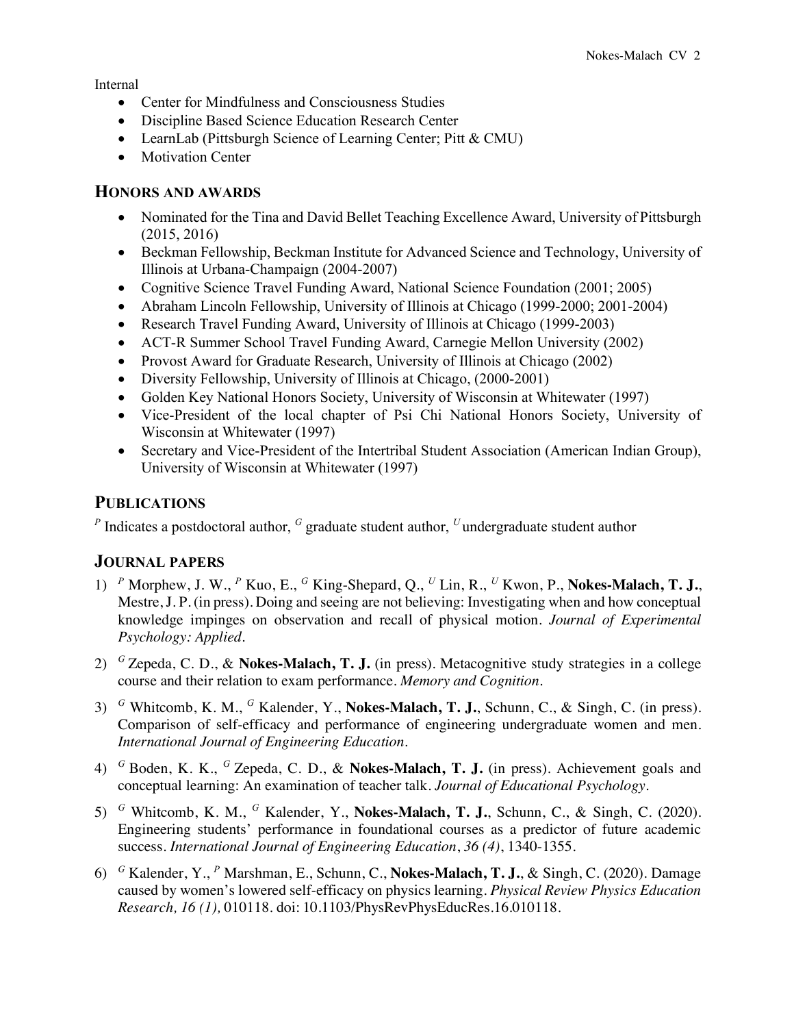Internal

- Center for Mindfulness and Consciousness Studies
- Discipline Based Science Education Research Center
- LearnLab (Pittsburgh Science of Learning Center; Pitt & CMU)
- Motivation Center

## HONORS AND AWARDS

- Nominated for the Tina and David Bellet Teaching Excellence Award, University of Pittsburgh (2015, 2016)
- Beckman Fellowship, Beckman Institute for Advanced Science and Technology, University of Illinois at Urbana-Champaign (2004-2007)
- Cognitive Science Travel Funding Award, National Science Foundation (2001; 2005)
- Abraham Lincoln Fellowship, University of Illinois at Chicago (1999-2000; 2001-2004)
- Research Travel Funding Award, University of Illinois at Chicago (1999-2003)
- ACT-R Summer School Travel Funding Award, Carnegie Mellon University (2002)
- Provost Award for Graduate Research, University of Illinois at Chicago (2002)
- Diversity Fellowship, University of Illinois at Chicago, (2000-2001)
- Golden Key National Honors Society, University of Wisconsin at Whitewater (1997)
- Vice-President of the local chapter of Psi Chi National Honors Society, University of Wisconsin at Whitewater (1997)
- Secretary and Vice-President of the Intertribal Student Association (American Indian Group), University of Wisconsin at Whitewater (1997)

## PUBLICATIONS

[P] Indicates a postdoctoral author, [G] graduate student author, [U] undergraduate student author

## JOURNAL PAPERS

1) [P] Morphew, J. W., [P] Kuo, E., [G] King-Shepard, Q., [U] Lin, R., [U] Kwon, P., **Nokes-Malach, T. J.**, Mestre, J. P. (in press). Doing and seeing are not believing: Investigating when and how conceptual knowledge impinges on observation and recall of physical motion. *Journal of Experimental Psychology: Applied*.

2) [G] Zepeda, C. D., & **Nokes-Malach, T. J.** (in press). Metacognitive study strategies in a college course and their relation to exam performance. *Memory and Cognition*.

3) [G] Whitcomb, K. M., [G] Kalender, Y., **Nokes-Malach, T. J.**, Schunn, C., & Singh, C. (in press). Comparison of self-efficacy and performance of engineering undergraduate women and men. *International Journal of Engineering Education*.

4) [G] Boden, K. K., [G] Zepeda, C. D., & **Nokes-Malach, T. J.** (in press). Achievement goals and conceptual learning: An examination of teacher talk. *Journal of Educational Psychology*.

5) [G] Whitcomb, K. M., [G] Kalender, Y., **Nokes-Malach, T. J.**, Schunn, C., & Singh, C. (2020). Engineering students' performance in foundational courses as a predictor of future academic success. *International Journal of Engineering Education*, *36 (4)*, 1340-1355.

6) [G] Kalender, Y., [P] Marshman, E., Schunn, C., **Nokes-Malach, T. J.**, & Singh, C. (2020). Damage caused by women's lowered self-efficacy on physics learning. *Physical Review Physics Education Research, 16 (1),* 010118. doi: 10.1103/PhysRevPhysEducRes.16.010118.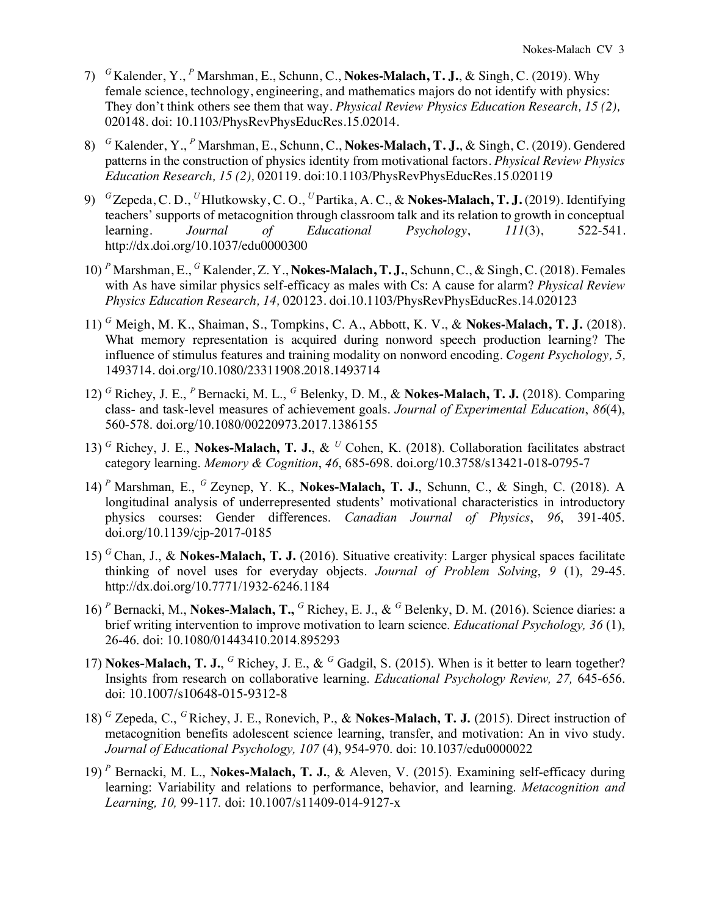7) [G] Kalender, Y., [P] Marshman, E., Schunn, C., **Nokes-Malach, T. J.**, & Singh, C. (2019). Why female science, technology, engineering, and mathematics majors do not identify with physics: They don't think others see them that way. *Physical Review Physics Education Research, 15 (2),* 020148. doi: 10.1103/PhysRevPhysEducRes.15.02014.

8) [G] Kalender, Y., [P] Marshman, E., Schunn, C., **Nokes-Malach, T. J.**, & Singh, C. (2019). Gendered patterns in the construction of physics identity from motivational factors. *Physical Review Physics Education Research, 15 (2),* 020119. doi:10.1103/PhysRevPhysEducRes.15.020119

9) [G] Zepeda, C. D., [U] Hlutkowsky, C. O., [U] Partika, A. C., & **Nokes-Malach, T. J.** (2019). Identifying teachers' supports of metacognition through classroom talk and its relation to growth in conceptual learning. *Journal of Educational Psychology*, *111*(3), 522-541. http://dx.doi.org/10.1037/edu0000300

10) [P] Marshman, E., [G] Kalender, Z. Y., **Nokes-Malach, T. J.**, Schunn, C., & Singh, C. (2018). Females with As have similar physics self-efficacy as males with Cs: A cause for alarm? *Physical Review Physics Education Research, 14,* 020123. doi.10.1103/PhysRevPhysEducRes.14.020123

11) [G] Meigh, M. K., Shaiman, S., Tompkins, C. A., Abbott, K. V., & **Nokes-Malach, T. J.** (2018). What memory representation is acquired during nonword speech production learning? The influence of stimulus features and training modality on nonword encoding. *Cogent Psychology, 5,* 1493714. doi.org/10.1080/23311908.2018.1493714

12) [G] Richey, J. E., [P] Bernacki, M. L., [G] Belenky, D. M., & **Nokes-Malach, T. J.** (2018). Comparing class- and task-level measures of achievement goals. *Journal of Experimental Education*, *86*(4), 560-578. doi.org/10.1080/00220973.2017.1386155

13) [G] Richey, J. E., **Nokes-Malach, T. J.**, & [U] Cohen, K. (2018). Collaboration facilitates abstract category learning. *Memory & Cognition*, *46*, 685-698. doi.org/10.3758/s13421-018-0795-7

14) [P] Marshman, E., [G] Zeynep, Y. K., **Nokes-Malach, T. J.**, Schunn, C., & Singh, C. (2018). A longitudinal analysis of underrepresented students' motivational characteristics in introductory physics courses: Gender differences. *Canadian Journal of Physics*, *96*, 391-405. doi.org/10.1139/cjp-2017-0185

15) [G] Chan, J., & **Nokes-Malach, T. J.** (2016). Situative creativity: Larger physical spaces facilitate thinking of novel uses for everyday objects. *Journal of Problem Solving*, *9* (1), 29-45. http://dx.doi.org/10.7771/1932-6246.1184

16) [P] Bernacki, M., **Nokes-Malach, T.,** [G] Richey, E. J., & [G] Belenky, D. M. (2016). Science diaries: a brief writing intervention to improve motivation to learn science. *Educational Psychology, 36* (1), 26-46. doi: 10.1080/01443410.2014.895293

17) **Nokes-Malach, T. J.**, [G] Richey, J. E., & [G] Gadgil, S. (2015). When is it better to learn together? Insights from research on collaborative learning. *Educational Psychology Review, 27,* 645-656. doi: 10.1007/s10648-015-9312-8

18) [G] Zepeda, C., [G] Richey, J. E., Ronevich, P., & **Nokes-Malach, T. J.** (2015). Direct instruction of metacognition benefits adolescent science learning, transfer, and motivation: An in vivo study. *Journal of Educational Psychology, 107* (4), 954-970. doi: 10.1037/edu0000022

19) [P] Bernacki, M. L., **Nokes-Malach, T. J.**, & Aleven, V. (2015). Examining self-efficacy during learning: Variability and relations to performance, behavior, and learning. *Metacognition and Learning, 10,* 99-117. doi: 10.1007/s11409-014-9127-x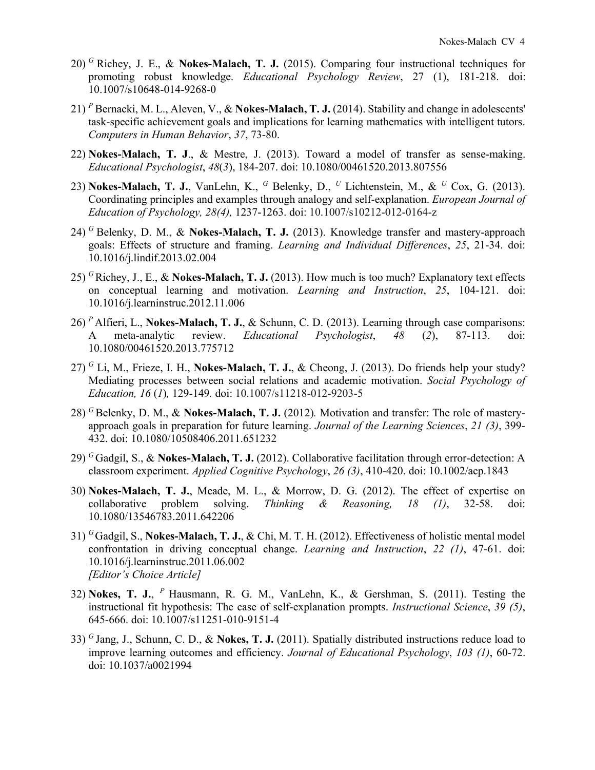20) [G] Richey, J. E., & **Nokes-Malach, T. J.** (2015). Comparing four instructional techniques for promoting robust knowledge. *Educational Psychology Review*, 27 (1), 181-218. doi: 10.1007/s10648-014-9268-0

21) [P] Bernacki, M. L., Aleven, V., & **Nokes-Malach, T. J.** (2014). Stability and change in adolescents' task-specific achievement goals and implications for learning mathematics with intelligent tutors. *Computers in Human Behavior*, *37*, 73-80.

22) **Nokes-Malach, T. J**., & Mestre, J. (2013). Toward a model of transfer as sense-making. *Educational Psychologist*, *48*(*3*), 184-207. doi: 10.1080/00461520.2013.807556

23) **Nokes-Malach, T. J.**, VanLehn, K., [G] Belenky, D., [U] Lichtenstein, M., & [U] Cox, G. (2013). Coordinating principles and examples through analogy and self-explanation. *European Journal of Education of Psychology, 28(4),* 1237-1263. doi: 10.1007/s10212-012-0164-z

24) [G] Belenky, D. M., & **Nokes-Malach, T. J.** (2013). Knowledge transfer and mastery-approach goals: Effects of structure and framing. *Learning and Individual Differences*, *25*, 21-34. doi: 10.1016/j.lindif.2013.02.004

25) [G] Richey, J., E., & **Nokes-Malach, T. J.** (2013). How much is too much? Explanatory text effects on conceptual learning and motivation. *Learning and Instruction*, *25*, 104-121. doi: 10.1016/j.learninstruc.2012.11.006

26) [P] Alfieri, L., **Nokes-Malach, T. J.**, & Schunn, C. D. (2013). Learning through case comparisons: A meta-analytic review. *Educational Psychologist*, *48* (*2*), 87-113. doi: 10.1080/00461520.2013.775712

27) [G] Li, M., Frieze, I. H., **Nokes-Malach, T. J.**, & Cheong, J. (2013). Do friends help your study? Mediating processes between social relations and academic motivation. *Social Psychology of Education, 16* (*1*)*,* 129-149*.* doi: 10.1007/s11218-012-9203-5

28) [G] Belenky, D. M., & **Nokes-Malach, T. J.** (2012)*.* Motivation and transfer: The role of mastery-approach goals in preparation for future learning. *Journal of the Learning Sciences*, *21 (3)*, 399-432. doi: 10.1080/10508406.2011.651232

29) [G] Gadgil, S., & **Nokes-Malach, T. J.** (2012). Collaborative facilitation through error-detection: A classroom experiment. *Applied Cognitive Psychology*, *26 (3)*, 410-420. doi: 10.1002/acp.1843

30) **Nokes-Malach, T. J.**, Meade, M. L., & Morrow, D. G. (2012). The effect of expertise on collaborative problem solving. *Thinking & Reasoning, 18 (1)*, 32-58. doi: 10.1080/13546783.2011.642206

31) [G] Gadgil, S., **Nokes-Malach, T. J.**, & Chi, M. T. H. (2012). Effectiveness of holistic mental model confrontation in driving conceptual change. *Learning and Instruction*, *22 (1)*, 47-61. doi: 10.1016/j.learninstruc.2011.06.002
*[Editor's Choice Article]*

32) **Nokes, T. J.**, [P] Hausmann, R. G. M., VanLehn, K., & Gershman, S. (2011). Testing the instructional fit hypothesis: The case of self-explanation prompts. *Instructional Science*, *39 (5)*, 645-666. doi: 10.1007/s11251-010-9151-4

33) [G] Jang, J., Schunn, C. D., & **Nokes, T. J.** (2011). Spatially distributed instructions reduce load to improve learning outcomes and efficiency. *Journal of Educational Psychology*, *103 (1)*, 60-72. doi: 10.1037/a0021994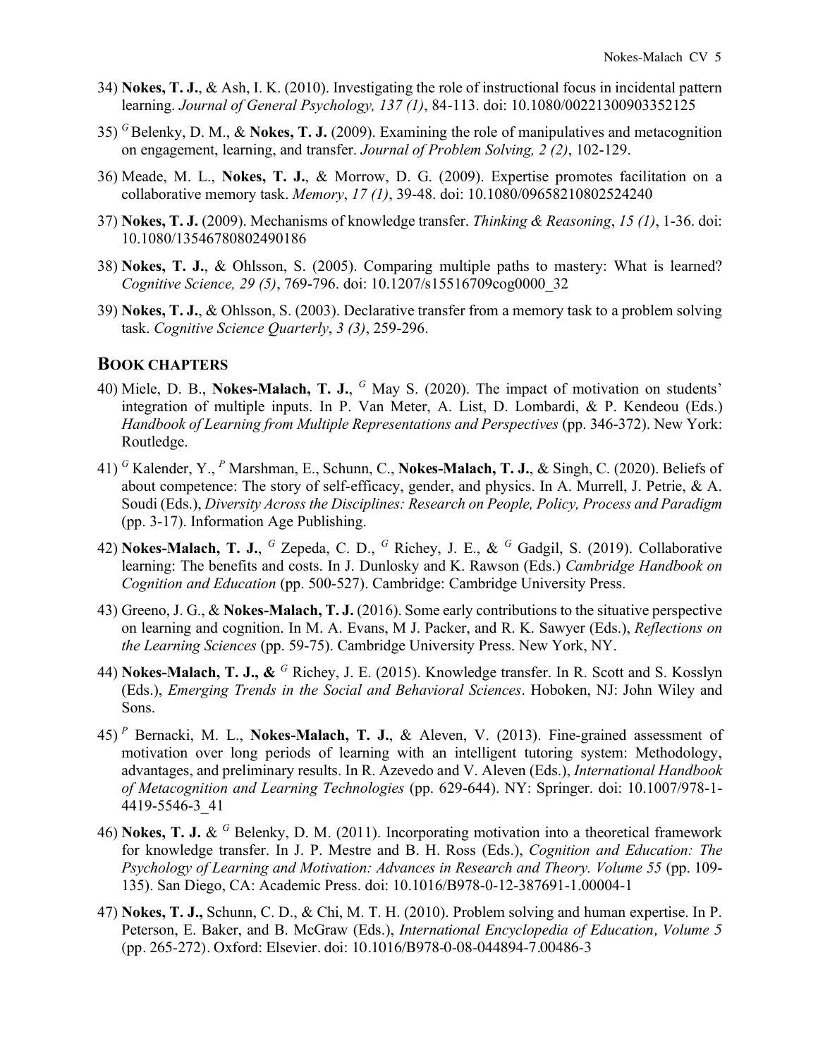34) **Nokes, T. J.**, & Ash, I. K. (2010). Investigating the role of instructional focus in incidental pattern learning. *Journal of General Psychology, 137 (1)*, 84-113. doi: 10.1080/00221300903352125

35) [G] Belenky, D. M., & **Nokes, T. J.** (2009). Examining the role of manipulatives and metacognition on engagement, learning, and transfer. *Journal of Problem Solving, 2 (2)*, 102-129.

36) Meade, M. L., **Nokes, T. J.**, & Morrow, D. G. (2009). Expertise promotes facilitation on a collaborative memory task. *Memory*, *17 (1)*, 39-48. doi: 10.1080/09658210802524240

37) **Nokes, T. J.** (2009). Mechanisms of knowledge transfer. *Thinking & Reasoning*, *15 (1)*, 1-36. doi: 10.1080/13546780802490186

38) **Nokes, T. J.**, & Ohlsson, S. (2005). Comparing multiple paths to mastery: What is learned? *Cognitive Science, 29 (5)*, 769-796. doi: 10.1207/s15516709cog0000_32

39) **Nokes, T. J.**, & Ohlsson, S. (2003). Declarative transfer from a memory task to a problem solving task. *Cognitive Science Quarterly*, *3 (3)*, 259-296.

## BOOK CHAPTERS

40) Miele, D. B., **Nokes-Malach, T. J.**, [G] May S. (2020). The impact of motivation on students' integration of multiple inputs. In P. Van Meter, A. List, D. Lombardi, & P. Kendeou (Eds.) *Handbook of Learning from Multiple Representations and Perspectives* (pp. 346-372). New York: Routledge.

41) [G] Kalender, Y., [P] Marshman, E., Schunn, C., **Nokes-Malach, T. J.**, & Singh, C. (2020). Beliefs of about competence: The story of self-efficacy, gender, and physics. In A. Murrell, J. Petrie, & A. Soudi (Eds.), *Diversity Across the Disciplines: Research on People, Policy, Process and Paradigm* (pp. 3-17). Information Age Publishing.

42) **Nokes-Malach, T. J.**, [G] Zepeda, C. D., [G] Richey, J. E., & [G] Gadgil, S. (2019). Collaborative learning: The benefits and costs. In J. Dunlosky and K. Rawson (Eds.) *Cambridge Handbook on Cognition and Education* (pp. 500-527). Cambridge: Cambridge University Press.

43) Greeno, J. G., & **Nokes-Malach, T. J.** (2016). Some early contributions to the situative perspective on learning and cognition. In M. A. Evans, M J. Packer, and R. K. Sawyer (Eds.), *Reflections on the Learning Sciences* (pp. 59-75). Cambridge University Press. New York, NY.

44) **Nokes-Malach, T. J., &** [G] Richey, J. E. (2015). Knowledge transfer. In R. Scott and S. Kosslyn (Eds.), *Emerging Trends in the Social and Behavioral Sciences*. Hoboken, NJ: John Wiley and Sons.

45) [P] Bernacki, M. L., **Nokes-Malach, T. J.**, & Aleven, V. (2013). Fine-grained assessment of motivation over long periods of learning with an intelligent tutoring system: Methodology, advantages, and preliminary results. In R. Azevedo and V. Aleven (Eds.), *International Handbook of Metacognition and Learning Technologies* (pp. 629-644). NY: Springer. doi: 10.1007/978-1-4419-5546-3_41

46) **Nokes, T. J.** & [G] Belenky, D. M. (2011). Incorporating motivation into a theoretical framework for knowledge transfer. In J. P. Mestre and B. H. Ross (Eds.), *Cognition and Education: The Psychology of Learning and Motivation: Advances in Research and Theory. Volume 55* (pp. 109-135). San Diego, CA: Academic Press. doi: 10.1016/B978-0-12-387691-1.00004-1

47) **Nokes, T. J.,** Schunn, C. D., & Chi, M. T. H. (2010). Problem solving and human expertise. In P. Peterson, E. Baker, and B. McGraw (Eds.), *International Encyclopedia of Education, Volume 5* (pp. 265-272). Oxford: Elsevier. doi: 10.1016/B978-0-08-044894-7.00486-3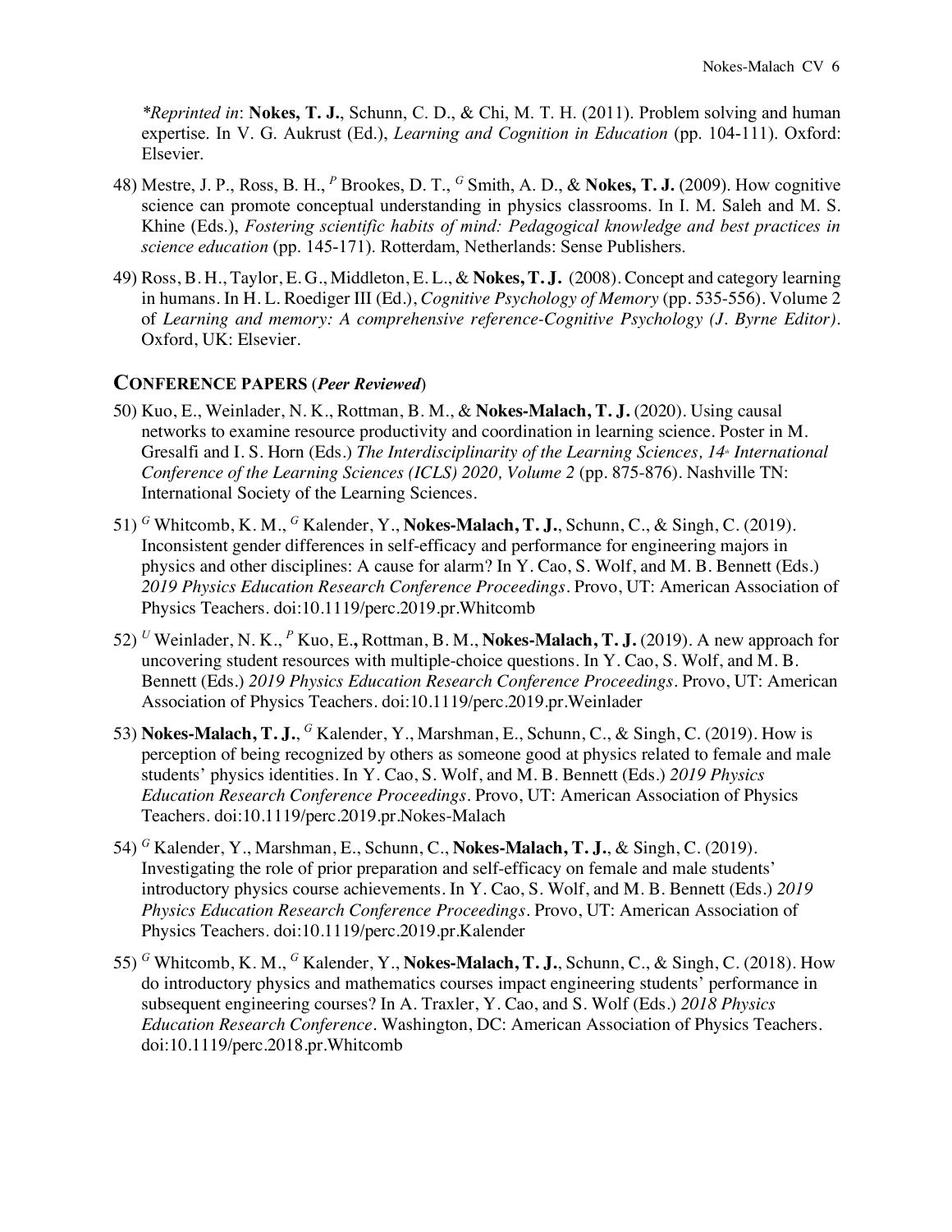*Reprinted in*: **Nokes, T. J.**, Schunn, C. D., & Chi, M. T. H. (2011). Problem solving and human expertise. In V. G. Aukrust (Ed.), *Learning and Cognition in Education* (pp. 104-111). Oxford: Elsevier.

48) Mestre, J. P., Ross, B. H., [P] Brookes, D. T., [G] Smith, A. D., & **Nokes, T. J.** (2009). How cognitive science can promote conceptual understanding in physics classrooms. In I. M. Saleh and M. S. Khine (Eds.), *Fostering scientific habits of mind: Pedagogical knowledge and best practices in science education* (pp. 145-171). Rotterdam, Netherlands: Sense Publishers.

49) Ross, B. H., Taylor, E. G., Middleton, E. L., & **Nokes, T. J.** (2008). Concept and category learning in humans. In H. L. Roediger III (Ed.), *Cognitive Psychology of Memory* (pp. 535-556). Volume 2 of *Learning and memory: A comprehensive reference-Cognitive Psychology (J. Byrne Editor)*. Oxford, UK: Elsevier.

## CONFERENCE PAPERS (*Peer Reviewed*)

50) Kuo, E., Weinlader, N. K., Rottman, B. M., & **Nokes-Malach, T. J.** (2020). Using causal networks to examine resource productivity and coordination in learning science. Poster in M. Gresalfi and I. S. Horn (Eds.) *The Interdisciplinarity of the Learning Sciences, 14th International Conference of the Learning Sciences (ICLS) 2020, Volume 2* (pp. 875-876). Nashville TN: International Society of the Learning Sciences.

51) [G] Whitcomb, K. M., [G] Kalender, Y., **Nokes-Malach, T. J.**, Schunn, C., & Singh, C. (2019). Inconsistent gender differences in self-efficacy and performance for engineering majors in physics and other disciplines: A cause for alarm? In Y. Cao, S. Wolf, and M. B. Bennett (Eds.) *2019 Physics Education Research Conference Proceedings*. Provo, UT: American Association of Physics Teachers. doi:10.1119/perc.2019.pr.Whitcomb

52) [U] Weinlader, N. K., [P] Kuo, E., Rottman, B. M., **Nokes-Malach, T. J.** (2019). A new approach for uncovering student resources with multiple-choice questions. In Y. Cao, S. Wolf, and M. B. Bennett (Eds.) *2019 Physics Education Research Conference Proceedings*. Provo, UT: American Association of Physics Teachers. doi:10.1119/perc.2019.pr.Weinlader

53) **Nokes-Malach, T. J.**, [G] Kalender, Y., Marshman, E., Schunn, C., & Singh, C. (2019). How is perception of being recognized by others as someone good at physics related to female and male students' physics identities. In Y. Cao, S. Wolf, and M. B. Bennett (Eds.) *2019 Physics Education Research Conference Proceedings*. Provo, UT: American Association of Physics Teachers. doi:10.1119/perc.2019.pr.Nokes-Malach

54) [G] Kalender, Y., Marshman, E., Schunn, C., **Nokes-Malach, T. J.**, & Singh, C. (2019). Investigating the role of prior preparation and self-efficacy on female and male students' introductory physics course achievements. In Y. Cao, S. Wolf, and M. B. Bennett (Eds.) *2019 Physics Education Research Conference Proceedings*. Provo, UT: American Association of Physics Teachers. doi:10.1119/perc.2019.pr.Kalender

55) [G] Whitcomb, K. M., [G] Kalender, Y., **Nokes-Malach, T. J.**, Schunn, C., & Singh, C. (2018). How do introductory physics and mathematics courses impact engineering students' performance in subsequent engineering courses? In A. Traxler, Y. Cao, and S. Wolf (Eds.) *2018 Physics Education Research Conference*. Washington, DC: American Association of Physics Teachers. doi:10.1119/perc.2018.pr.Whitcomb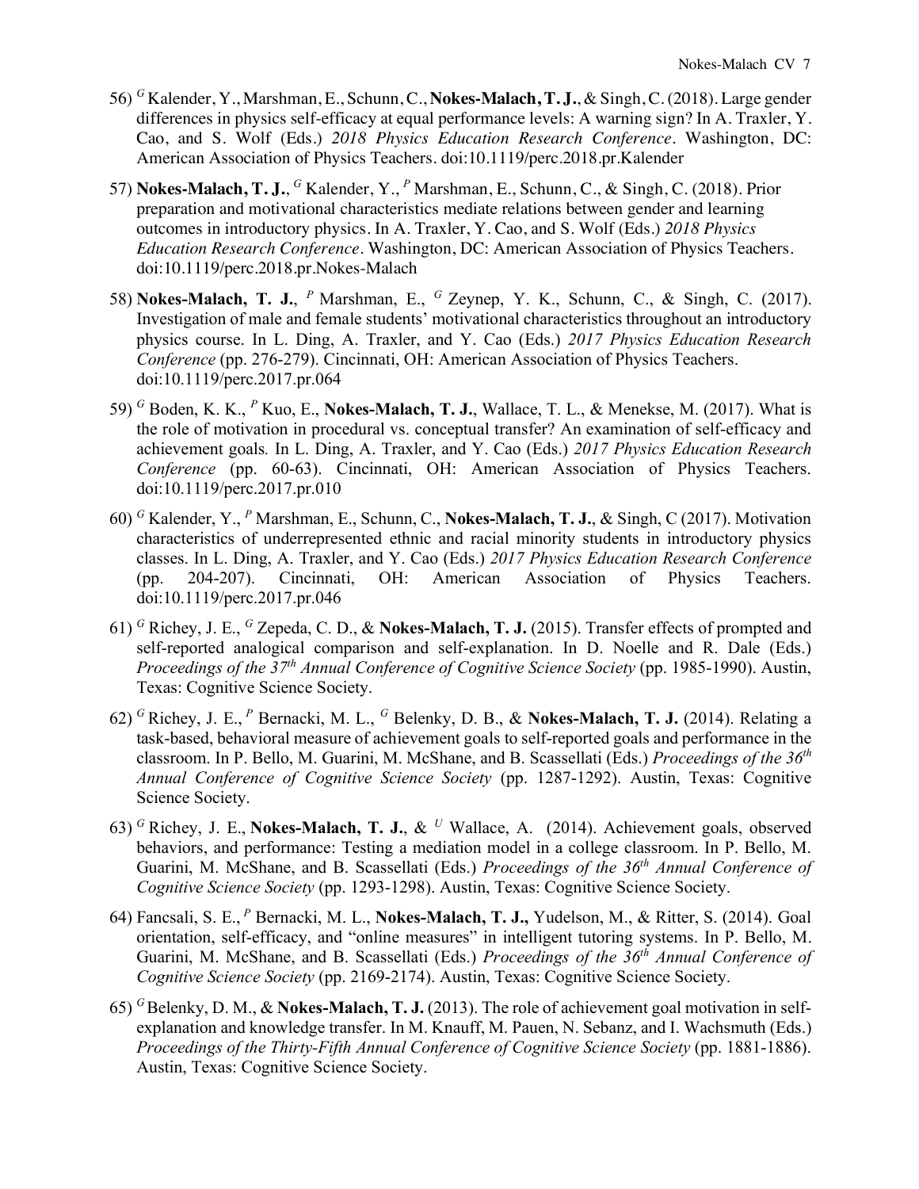56) [G] Kalender, Y., Marshman, E., Schunn, C., **Nokes-Malach, T. J.**, & Singh, C. (2018). Large gender differences in physics self-efficacy at equal performance levels: A warning sign? In A. Traxler, Y. Cao, and S. Wolf (Eds.) *2018 Physics Education Research Conference*. Washington, DC: American Association of Physics Teachers. doi:10.1119/perc.2018.pr.Kalender

57) **Nokes-Malach, T. J.**, [G] Kalender, Y., [P] Marshman, E., Schunn, C., & Singh, C. (2018). Prior preparation and motivational characteristics mediate relations between gender and learning outcomes in introductory physics. In A. Traxler, Y. Cao, and S. Wolf (Eds.) *2018 Physics Education Research Conference*. Washington, DC: American Association of Physics Teachers. doi:10.1119/perc.2018.pr.Nokes-Malach

58) **Nokes-Malach, T. J.**, [P] Marshman, E., [G] Zeynep, Y. K., Schunn, C., & Singh, C. (2017). Investigation of male and female students' motivational characteristics throughout an introductory physics course. In L. Ding, A. Traxler, and Y. Cao (Eds.) *2017 Physics Education Research Conference* (pp. 276-279). Cincinnati, OH: American Association of Physics Teachers. doi:10.1119/perc.2017.pr.064

59) [G] Boden, K. K., [P] Kuo, E., **Nokes-Malach, T. J.**, Wallace, T. L., & Menekse, M. (2017). What is the role of motivation in procedural vs. conceptual transfer? An examination of self-efficacy and achievement goals*.* In L. Ding, A. Traxler, and Y. Cao (Eds.) *2017 Physics Education Research Conference* (pp. 60-63). Cincinnati, OH: American Association of Physics Teachers. doi:10.1119/perc.2017.pr.010

60) [G] Kalender, Y., [P] Marshman, E., Schunn, C., **Nokes-Malach, T. J.**, & Singh, C (2017). Motivation characteristics of underrepresented ethnic and racial minority students in introductory physics classes. In L. Ding, A. Traxler, and Y. Cao (Eds.) *2017 Physics Education Research Conference* (pp. 204-207). Cincinnati, OH: American Association of Physics Teachers. doi:10.1119/perc.2017.pr.046

61) [G] Richey, J. E., [G] Zepeda, C. D., & **Nokes-Malach, T. J.** (2015). Transfer effects of prompted and self-reported analogical comparison and self-explanation. In D. Noelle and R. Dale (Eds.) *Proceedings of the 37th Annual Conference of Cognitive Science Society* (pp. 1985-1990). Austin, Texas: Cognitive Science Society.

62) [G] Richey, J. E., [P] Bernacki, M. L., [G] Belenky, D. B., & **Nokes-Malach, T. J.** (2014). Relating a task-based, behavioral measure of achievement goals to self-reported goals and performance in the classroom. In P. Bello, M. Guarini, M. McShane, and B. Scassellati (Eds.) *Proceedings of the 36th Annual Conference of Cognitive Science Society* (pp. 1287-1292). Austin, Texas: Cognitive Science Society.

63) [G] Richey, J. E., **Nokes-Malach, T. J.**, & [U] Wallace, A. (2014). Achievement goals, observed behaviors, and performance: Testing a mediation model in a college classroom. In P. Bello, M. Guarini, M. McShane, and B. Scassellati (Eds.) *Proceedings of the 36th Annual Conference of Cognitive Science Society* (pp. 1293-1298). Austin, Texas: Cognitive Science Society.

64) Fancsali, S. E., [P] Bernacki, M. L., **Nokes-Malach, T. J.,** Yudelson, M., & Ritter, S. (2014). Goal orientation, self-efficacy, and "online measures" in intelligent tutoring systems. In P. Bello, M. Guarini, M. McShane, and B. Scassellati (Eds.) *Proceedings of the 36th Annual Conference of Cognitive Science Society* (pp. 2169-2174). Austin, Texas: Cognitive Science Society.

65) [G] Belenky, D. M., & **Nokes-Malach, T. J.** (2013). The role of achievement goal motivation in self-explanation and knowledge transfer. In M. Knauff, M. Pauen, N. Sebanz, and I. Wachsmuth (Eds.) *Proceedings of the Thirty-Fifth Annual Conference of Cognitive Science Society* (pp. 1881-1886). Austin, Texas: Cognitive Science Society.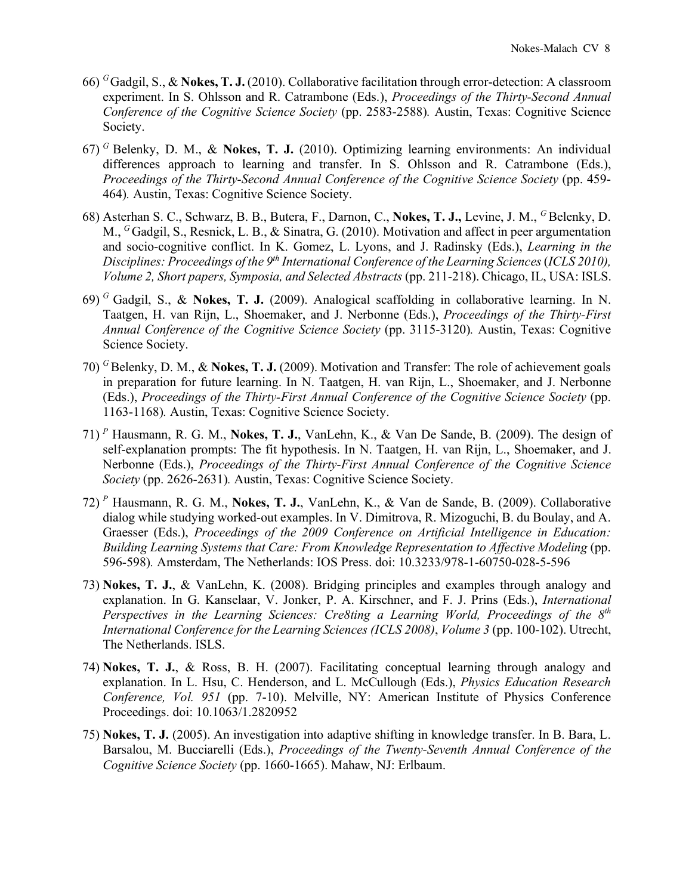66) [G] Gadgil, S., & **Nokes, T. J.** (2010). Collaborative facilitation through error-detection: A classroom experiment. In S. Ohlsson and R. Catrambone (Eds.), *Proceedings of the Thirty-Second Annual Conference of the Cognitive Science Society* (pp. 2583-2588)*.* Austin, Texas: Cognitive Science Society.

67) [G] Belenky, D. M., & **Nokes, T. J.** (2010). Optimizing learning environments: An individual differences approach to learning and transfer. In S. Ohlsson and R. Catrambone (Eds.), *Proceedings of the Thirty-Second Annual Conference of the Cognitive Science Society* (pp. 459-464)*.* Austin, Texas: Cognitive Science Society.

68) Asterhan S. C., Schwarz, B. B., Butera, F., Darnon, C., **Nokes, T. J.,** Levine, J. M., [G] Belenky, D. M., [G] Gadgil, S., Resnick, L. B., & Sinatra, G. (2010). Motivation and affect in peer argumentation and socio-cognitive conflict. In K. Gomez, L. Lyons, and J. Radinsky (Eds.), *Learning in the Disciplines: Proceedings of the 9th International Conference of the Learning Sciences* (*ICLS 2010), Volume 2, Short papers, Symposia, and Selected Abstracts* (pp. 211-218). Chicago, IL, USA: ISLS.

69) [G] Gadgil, S., & **Nokes, T. J.** (2009). Analogical scaffolding in collaborative learning. In N. Taatgen, H. van Rijn, L., Shoemaker, and J. Nerbonne (Eds.), *Proceedings of the Thirty-First Annual Conference of the Cognitive Science Society* (pp. 3115-3120)*.* Austin, Texas: Cognitive Science Society.

70) [G] Belenky, D. M., & **Nokes, T. J.** (2009). Motivation and Transfer: The role of achievement goals in preparation for future learning. In N. Taatgen, H. van Rijn, L., Shoemaker, and J. Nerbonne (Eds.), *Proceedings of the Thirty-First Annual Conference of the Cognitive Science Society* (pp. 1163-1168)*.* Austin, Texas: Cognitive Science Society.

71) [P] Hausmann, R. G. M., **Nokes, T. J.**, VanLehn, K., & Van De Sande, B. (2009). The design of self-explanation prompts: The fit hypothesis. In N. Taatgen, H. van Rijn, L., Shoemaker, and J. Nerbonne (Eds.), *Proceedings of the Thirty-First Annual Conference of the Cognitive Science Society* (pp. 2626-2631)*.* Austin, Texas: Cognitive Science Society.

72) [P] Hausmann, R. G. M., **Nokes, T. J.**, VanLehn, K., & Van de Sande, B. (2009). Collaborative dialog while studying worked-out examples. In V. Dimitrova, R. Mizoguchi, B. du Boulay, and A. Graesser (Eds.), *Proceedings of the 2009 Conference on Artificial Intelligence in Education: Building Learning Systems that Care: From Knowledge Representation to Affective Modeling* (pp. 596-598)*.* Amsterdam, The Netherlands: IOS Press. doi: 10.3233/978-1-60750-028-5-596

73) **Nokes, T. J.**, & VanLehn, K. (2008). Bridging principles and examples through analogy and explanation. In G. Kanselaar, V. Jonker, P. A. Kirschner, and F. J. Prins (Eds.), *International Perspectives in the Learning Sciences: Cre8ting a Learning World, Proceedings of the 8th International Conference for the Learning Sciences (ICLS 2008)*, *Volume 3* (pp. 100-102). Utrecht, The Netherlands. ISLS.

74) **Nokes, T. J.**, & Ross, B. H. (2007). Facilitating conceptual learning through analogy and explanation. In L. Hsu, C. Henderson, and L. McCullough (Eds.), *Physics Education Research Conference, Vol. 951* (pp. 7-10). Melville, NY: American Institute of Physics Conference Proceedings. doi: 10.1063/1.2820952

75) **Nokes, T. J.** (2005). An investigation into adaptive shifting in knowledge transfer. In B. Bara, L. Barsalou, M. Bucciarelli (Eds.), *Proceedings of the Twenty-Seventh Annual Conference of the Cognitive Science Society* (pp. 1660-1665). Mahaw, NJ: Erlbaum.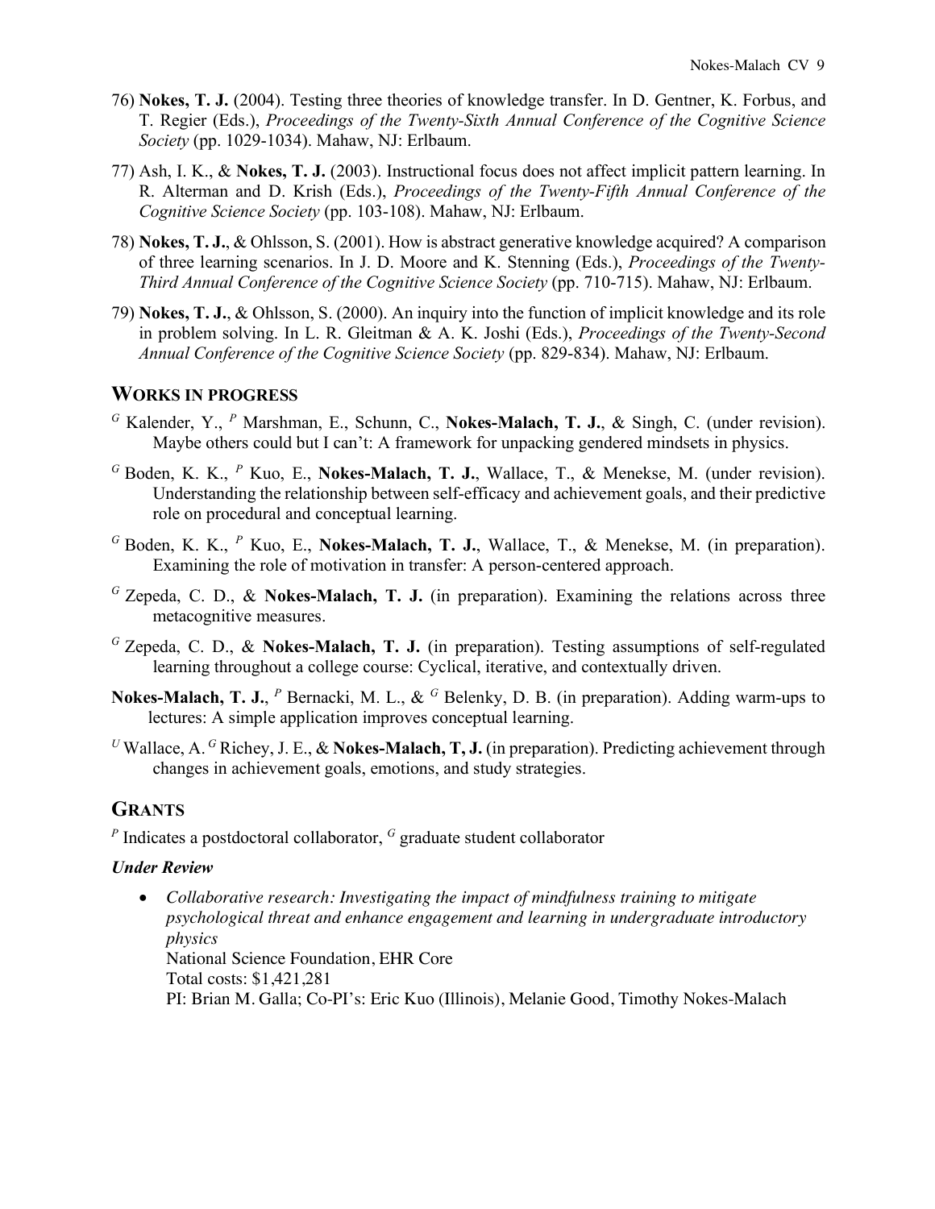76) **Nokes, T. J.** (2004). Testing three theories of knowledge transfer. In D. Gentner, K. Forbus, and T. Regier (Eds.), *Proceedings of the Twenty-Sixth Annual Conference of the Cognitive Science Society* (pp. 1029-1034). Mahaw, NJ: Erlbaum.

77) Ash, I. K., & **Nokes, T. J.** (2003). Instructional focus does not affect implicit pattern learning. In R. Alterman and D. Krish (Eds.), *Proceedings of the Twenty-Fifth Annual Conference of the Cognitive Science Society* (pp. 103-108). Mahaw, NJ: Erlbaum.

78) **Nokes, T. J.**, & Ohlsson, S. (2001). How is abstract generative knowledge acquired? A comparison of three learning scenarios. In J. D. Moore and K. Stenning (Eds.), *Proceedings of the Twenty-Third Annual Conference of the Cognitive Science Society* (pp. 710-715). Mahaw, NJ: Erlbaum.

79) **Nokes, T. J.**, & Ohlsson, S. (2000). An inquiry into the function of implicit knowledge and its role in problem solving. In L. R. Gleitman & A. K. Joshi (Eds.), *Proceedings of the Twenty-Second Annual Conference of the Cognitive Science Society* (pp. 829-834). Mahaw, NJ: Erlbaum.

## WORKS IN PROGRESS

[G] Kalender, Y., [P] Marshman, E., Schunn, C., **Nokes-Malach, T. J.**, & Singh, C. (under revision). Maybe others could but I can't: A framework for unpacking gendered mindsets in physics.

[G] Boden, K. K., [P] Kuo, E., **Nokes-Malach, T. J.**, Wallace, T., & Menekse, M. (under revision). Understanding the relationship between self-efficacy and achievement goals, and their predictive role on procedural and conceptual learning.

[G] Boden, K. K., [P] Kuo, E., **Nokes-Malach, T. J.**, Wallace, T., & Menekse, M. (in preparation). Examining the role of motivation in transfer: A person-centered approach.

[G] Zepeda, C. D., & **Nokes-Malach, T. J.** (in preparation). Examining the relations across three metacognitive measures.

[G] Zepeda, C. D., & **Nokes-Malach, T. J.** (in preparation). Testing assumptions of self-regulated learning throughout a college course: Cyclical, iterative, and contextually driven.

**Nokes-Malach, T. J.**, [P] Bernacki, M. L., & [G] Belenky, D. B. (in preparation). Adding warm-ups to lectures: A simple application improves conceptual learning.

[U] Wallace, A. [G] Richey, J. E., & **Nokes-Malach, T, J.** (in preparation). Predicting achievement through changes in achievement goals, emotions, and study strategies.

## GRANTS

[P] Indicates a postdoctoral collaborator, [G] graduate student collaborator

### *Under Review*

- *Collaborative research: Investigating the impact of mindfulness training to mitigate psychological threat and enhance engagement and learning in undergraduate introductory physics*
  National Science Foundation, EHR Core
  Total costs: $1,421,281
  PI: Brian M. Galla; Co-PI's: Eric Kuo (Illinois), Melanie Good, Timothy Nokes-Malach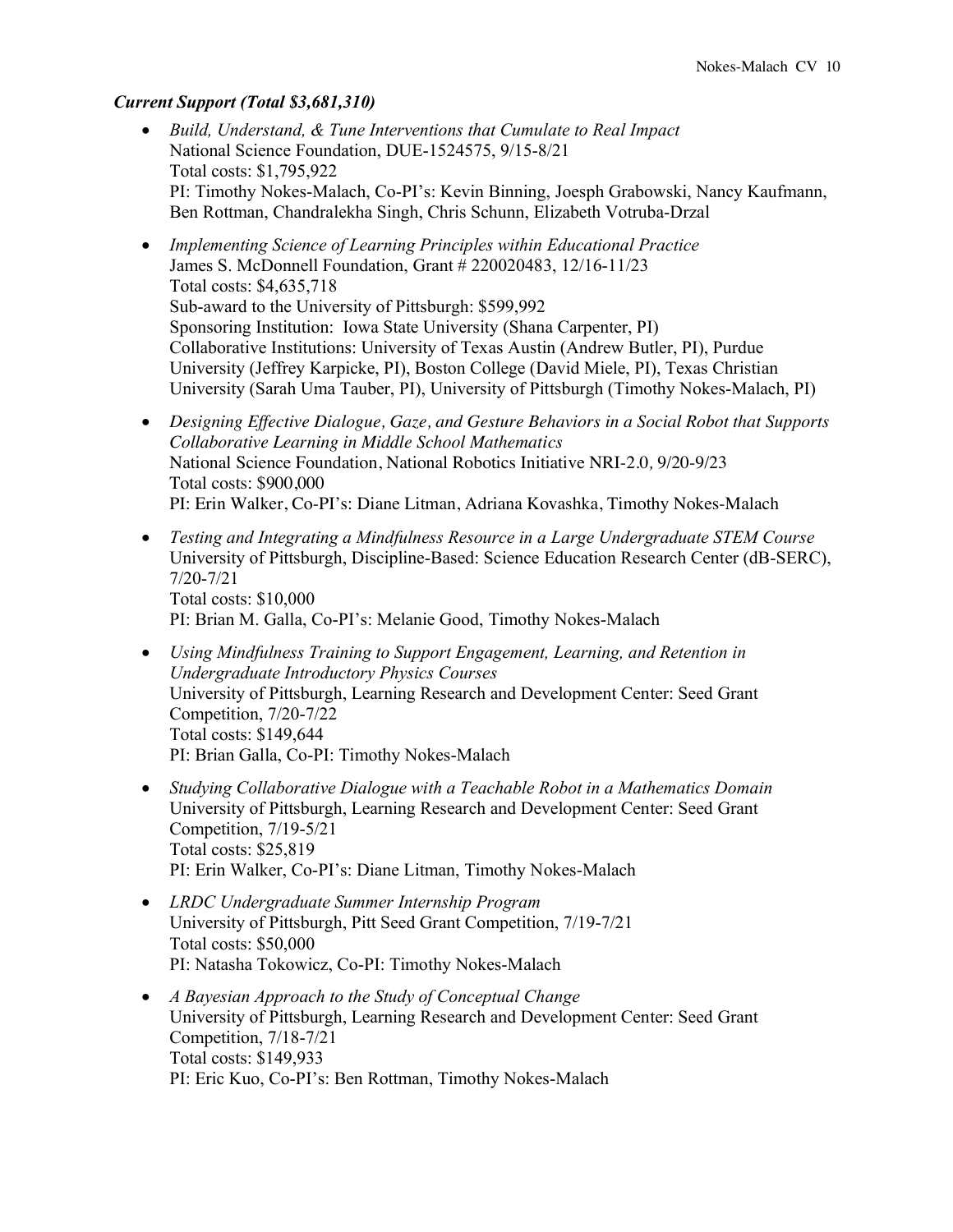***Current Support (Total $3,681,310)***

- *Build, Understand, & Tune Interventions that Cumulate to Real Impact*
  National Science Foundation, DUE-1524575, 9/15-8/21
  Total costs: $1,795,922
  PI: Timothy Nokes-Malach, Co-PI's: Kevin Binning, Joesph Grabowski, Nancy Kaufmann, Ben Rottman, Chandralekha Singh, Chris Schunn, Elizabeth Votruba-Drzal

- *Implementing Science of Learning Principles within Educational Practice*
  James S. McDonnell Foundation, Grant # 220020483, 12/16-11/23
  Total costs: $4,635,718
  Sub-award to the University of Pittsburgh: $599,992
  Sponsoring Institution: Iowa State University (Shana Carpenter, PI)
  Collaborative Institutions: University of Texas Austin (Andrew Butler, PI), Purdue University (Jeffrey Karpicke, PI), Boston College (David Miele, PI), Texas Christian University (Sarah Uma Tauber, PI), University of Pittsburgh (Timothy Nokes-Malach, PI)

- *Designing Effective Dialogue, Gaze, and Gesture Behaviors in a Social Robot that Supports Collaborative Learning in Middle School Mathematics*
  National Science Foundation, National Robotics Initiative NRI-2.0, 9/20-9/23
  Total costs: $900,000
  PI: Erin Walker, Co-PI's: Diane Litman, Adriana Kovashka, Timothy Nokes-Malach

- *Testing and Integrating a Mindfulness Resource in a Large Undergraduate STEM Course*
  University of Pittsburgh, Discipline-Based: Science Education Research Center (dB-SERC), 7/20-7/21
  Total costs: $10,000
  PI: Brian M. Galla, Co-PI's: Melanie Good, Timothy Nokes-Malach

- *Using Mindfulness Training to Support Engagement, Learning, and Retention in Undergraduate Introductory Physics Courses*
  University of Pittsburgh, Learning Research and Development Center: Seed Grant Competition, 7/20-7/22
  Total costs: $149,644
  PI: Brian Galla, Co-PI: Timothy Nokes-Malach

- *Studying Collaborative Dialogue with a Teachable Robot in a Mathematics Domain*
  University of Pittsburgh, Learning Research and Development Center: Seed Grant Competition, 7/19-5/21
  Total costs: $25,819
  PI: Erin Walker, Co-PI's: Diane Litman, Timothy Nokes-Malach

- *LRDC Undergraduate Summer Internship Program*
  University of Pittsburgh, Pitt Seed Grant Competition, 7/19-7/21
  Total costs: $50,000
  PI: Natasha Tokowicz, Co-PI: Timothy Nokes-Malach

- *A Bayesian Approach to the Study of Conceptual Change*
  University of Pittsburgh, Learning Research and Development Center: Seed Grant Competition, 7/18-7/21
  Total costs: $149,933
  PI: Eric Kuo, Co-PI's: Ben Rottman, Timothy Nokes-Malach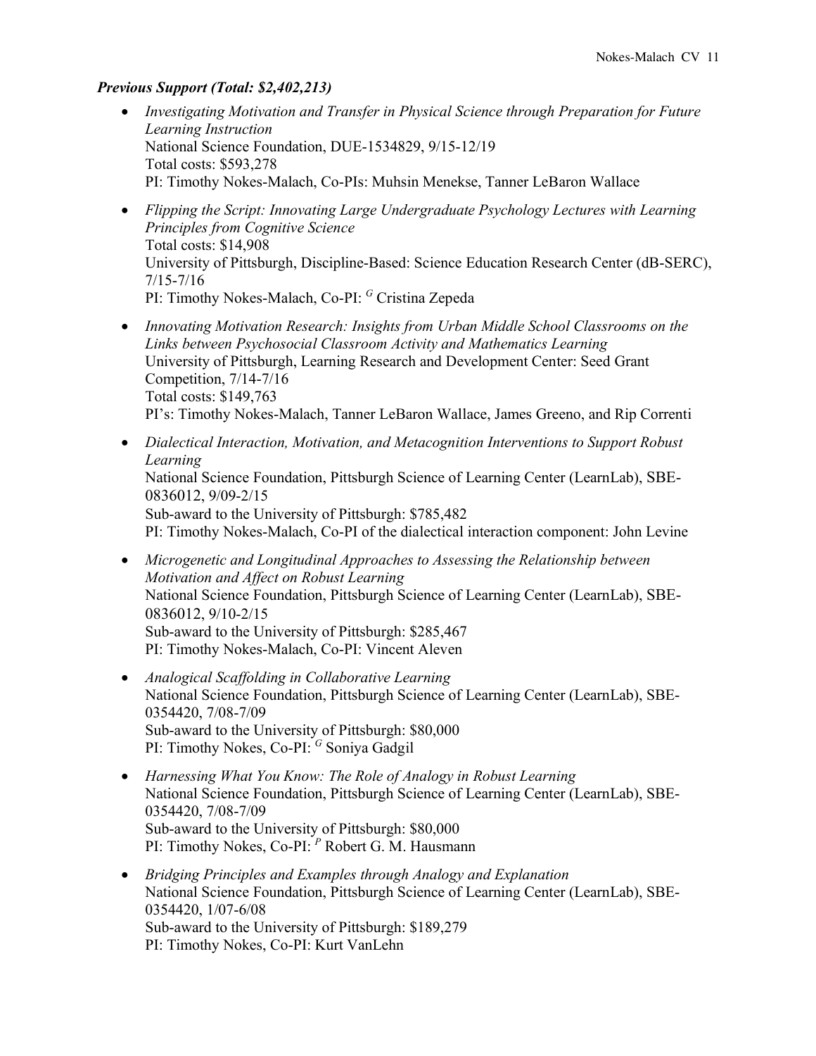***Previous Support (Total: $2,402,213)***

- *Investigating Motivation and Transfer in Physical Science through Preparation for Future Learning Instruction*
  National Science Foundation, DUE-1534829, 9/15-12/19
  Total costs: $593,278
  PI: Timothy Nokes-Malach, Co-PIs: Muhsin Menekse, Tanner LeBaron Wallace
- *Flipping the Script: Innovating Large Undergraduate Psychology Lectures with Learning Principles from Cognitive Science*
  Total costs: $14,908
  University of Pittsburgh, Discipline-Based: Science Education Research Center (dB-SERC), 7/15-7/16
  PI: Timothy Nokes-Malach, Co-PI: [G] Cristina Zepeda
- *Innovating Motivation Research: Insights from Urban Middle School Classrooms on the Links between Psychosocial Classroom Activity and Mathematics Learning*
  University of Pittsburgh, Learning Research and Development Center: Seed Grant Competition, 7/14-7/16
  Total costs: $149,763
  PI's: Timothy Nokes-Malach, Tanner LeBaron Wallace, James Greeno, and Rip Correnti
- *Dialectical Interaction, Motivation, and Metacognition Interventions to Support Robust Learning*
  National Science Foundation, Pittsburgh Science of Learning Center (LearnLab), SBE-0836012, 9/09-2/15
  Sub-award to the University of Pittsburgh: $785,482
  PI: Timothy Nokes-Malach, Co-PI of the dialectical interaction component: John Levine
- *Microgenetic and Longitudinal Approaches to Assessing the Relationship between Motivation and Affect on Robust Learning*
  National Science Foundation, Pittsburgh Science of Learning Center (LearnLab), SBE-0836012, 9/10-2/15
  Sub-award to the University of Pittsburgh: $285,467
  PI: Timothy Nokes-Malach, Co-PI: Vincent Aleven
- *Analogical Scaffolding in Collaborative Learning*
  National Science Foundation, Pittsburgh Science of Learning Center (LearnLab), SBE-0354420, 7/08-7/09
  Sub-award to the University of Pittsburgh: $80,000
  PI: Timothy Nokes, Co-PI: [G] Soniya Gadgil
- *Harnessing What You Know: The Role of Analogy in Robust Learning*
  National Science Foundation, Pittsburgh Science of Learning Center (LearnLab), SBE-0354420, 7/08-7/09
  Sub-award to the University of Pittsburgh: $80,000
  PI: Timothy Nokes, Co-PI: [P] Robert G. M. Hausmann
- *Bridging Principles and Examples through Analogy and Explanation*
  National Science Foundation, Pittsburgh Science of Learning Center (LearnLab), SBE-0354420, 1/07-6/08
  Sub-award to the University of Pittsburgh: $189,279
  PI: Timothy Nokes, Co-PI: Kurt VanLehn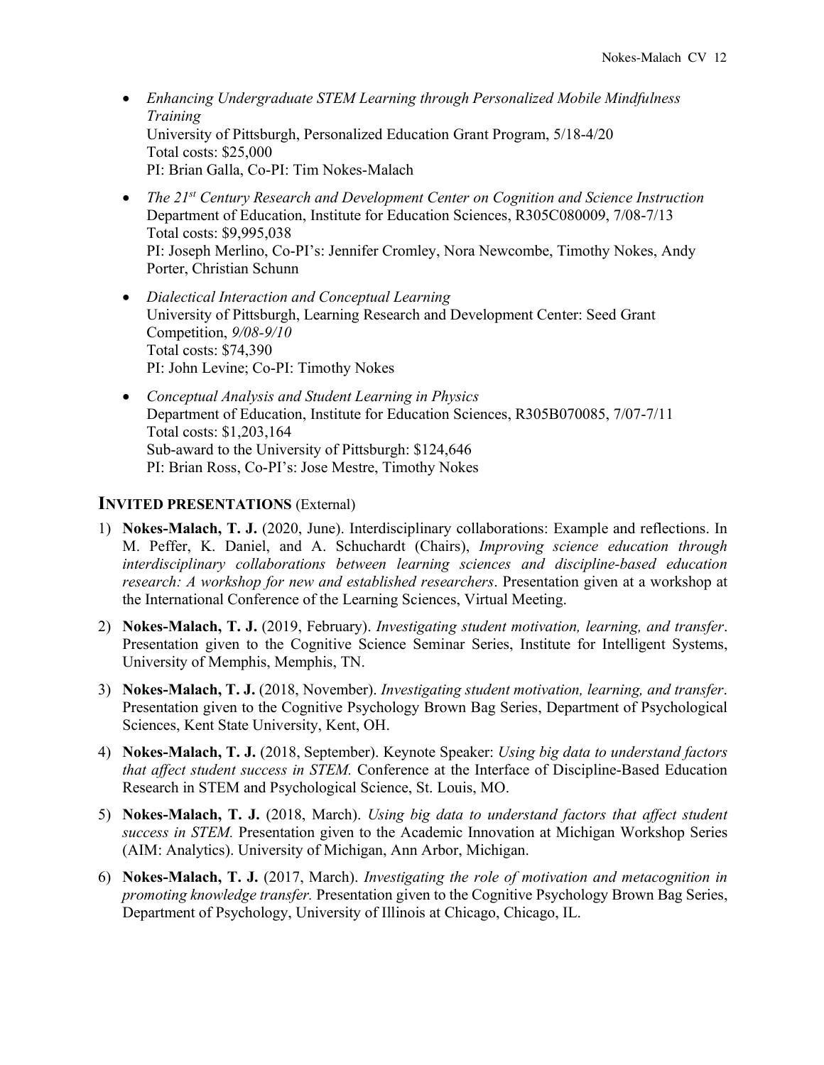- *Enhancing Undergraduate STEM Learning through Personalized Mobile Mindfulness Training*
  University of Pittsburgh, Personalized Education Grant Program, 5/18-4/20
  Total costs: $25,000
  PI: Brian Galla, Co-PI: Tim Nokes-Malach

- *The 21st Century Research and Development Center on Cognition and Science Instruction*
  Department of Education, Institute for Education Sciences, R305C080009, 7/08-7/13
  Total costs: $9,995,038
  PI: Joseph Merlino, Co-PI's: Jennifer Cromley, Nora Newcombe, Timothy Nokes, Andy Porter, Christian Schunn

- *Dialectical Interaction and Conceptual Learning*
  University of Pittsburgh, Learning Research and Development Center: Seed Grant Competition, *9/08-9/10*
  Total costs: $74,390
  PI: John Levine; Co-PI: Timothy Nokes

- *Conceptual Analysis and Student Learning in Physics*
  Department of Education, Institute for Education Sciences, R305B070085, 7/07-7/11
  Total costs: $1,203,164
  Sub-award to the University of Pittsburgh: $124,646
  PI: Brian Ross, Co-PI's: Jose Mestre, Timothy Nokes

## INVITED PRESENTATIONS (External)

1) **Nokes-Malach, T. J.** (2020, June). Interdisciplinary collaborations: Example and reflections. In M. Peffer, K. Daniel, and A. Schuchardt (Chairs), *Improving science education through interdisciplinary collaborations between learning sciences and discipline-based education research: A workshop for new and established researchers*. Presentation given at a workshop at the International Conference of the Learning Sciences, Virtual Meeting.

2) **Nokes-Malach, T. J.** (2019, February). *Investigating student motivation, learning, and transfer*. Presentation given to the Cognitive Science Seminar Series, Institute for Intelligent Systems, University of Memphis, Memphis, TN.

3) **Nokes-Malach, T. J.** (2018, November). *Investigating student motivation, learning, and transfer*. Presentation given to the Cognitive Psychology Brown Bag Series, Department of Psychological Sciences, Kent State University, Kent, OH.

4) **Nokes-Malach, T. J.** (2018, September). Keynote Speaker: *Using big data to understand factors that affect student success in STEM.* Conference at the Interface of Discipline-Based Education Research in STEM and Psychological Science, St. Louis, MO.

5) **Nokes-Malach, T. J.** (2018, March). *Using big data to understand factors that affect student success in STEM.* Presentation given to the Academic Innovation at Michigan Workshop Series (AIM: Analytics). University of Michigan, Ann Arbor, Michigan.

6) **Nokes-Malach, T. J.** (2017, March). *Investigating the role of motivation and metacognition in promoting knowledge transfer.* Presentation given to the Cognitive Psychology Brown Bag Series, Department of Psychology, University of Illinois at Chicago, Chicago, IL.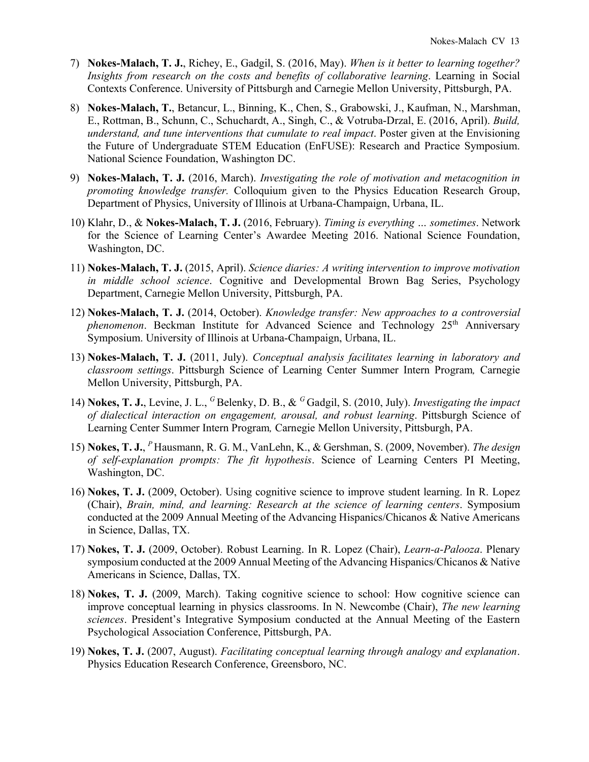7) **Nokes-Malach, T. J.**, Richey, E., Gadgil, S. (2016, May). *When is it better to learning together? Insights from research on the costs and benefits of collaborative learning*. Learning in Social Contexts Conference. University of Pittsburgh and Carnegie Mellon University, Pittsburgh, PA.

8) **Nokes-Malach, T.**, Betancur, L., Binning, K., Chen, S., Grabowski, J., Kaufman, N., Marshman, E., Rottman, B., Schunn, C., Schuchardt, A., Singh, C., & Votruba-Drzal, E. (2016, April). *Build, understand, and tune interventions that cumulate to real impact*. Poster given at the Envisioning the Future of Undergraduate STEM Education (EnFUSE): Research and Practice Symposium. National Science Foundation, Washington DC.

9) **Nokes-Malach, T. J.** (2016, March). *Investigating the role of motivation and metacognition in promoting knowledge transfer.* Colloquium given to the Physics Education Research Group, Department of Physics, University of Illinois at Urbana-Champaign, Urbana, IL.

10) Klahr, D., & **Nokes-Malach, T. J.** (2016, February). *Timing is everything … sometimes*. Network for the Science of Learning Center's Awardee Meeting 2016. National Science Foundation, Washington, DC.

11) **Nokes-Malach, T. J.** (2015, April). *Science diaries: A writing intervention to improve motivation in middle school science*. Cognitive and Developmental Brown Bag Series, Psychology Department, Carnegie Mellon University, Pittsburgh, PA.

12) **Nokes-Malach, T. J.** (2014, October). *Knowledge transfer: New approaches to a controversial phenomenon*. Beckman Institute for Advanced Science and Technology 25th Anniversary Symposium. University of Illinois at Urbana-Champaign, Urbana, IL.

13) **Nokes-Malach, T. J.** (2011, July). *Conceptual analysis facilitates learning in laboratory and classroom settings*. Pittsburgh Science of Learning Center Summer Intern Program*,* Carnegie Mellon University, Pittsburgh, PA.

14) **Nokes, T. J.**, Levine, J. L., [G] Belenky, D. B., & [G] Gadgil, S. (2010, July). *Investigating the impact of dialectical interaction on engagement, arousal, and robust learning*. Pittsburgh Science of Learning Center Summer Intern Program*,* Carnegie Mellon University, Pittsburgh, PA.

15) **Nokes, T. J.**, [P] Hausmann, R. G. M., VanLehn, K., & Gershman, S. (2009, November). *The design of self-explanation prompts: The fit hypothesis*. Science of Learning Centers PI Meeting, Washington, DC.

16) **Nokes, T. J.** (2009, October). Using cognitive science to improve student learning. In R. Lopez (Chair), *Brain, mind, and learning: Research at the science of learning centers*. Symposium conducted at the 2009 Annual Meeting of the Advancing Hispanics/Chicanos & Native Americans in Science, Dallas, TX.

17) **Nokes, T. J.** (2009, October). Robust Learning. In R. Lopez (Chair), *Learn-a-Palooza*. Plenary symposium conducted at the 2009 Annual Meeting of the Advancing Hispanics/Chicanos & Native Americans in Science, Dallas, TX.

18) **Nokes, T. J.** (2009, March). Taking cognitive science to school: How cognitive science can improve conceptual learning in physics classrooms. In N. Newcombe (Chair), *The new learning sciences*. President's Integrative Symposium conducted at the Annual Meeting of the Eastern Psychological Association Conference, Pittsburgh, PA.

19) **Nokes, T. J.** (2007, August). *Facilitating conceptual learning through analogy and explanation*. Physics Education Research Conference, Greensboro, NC.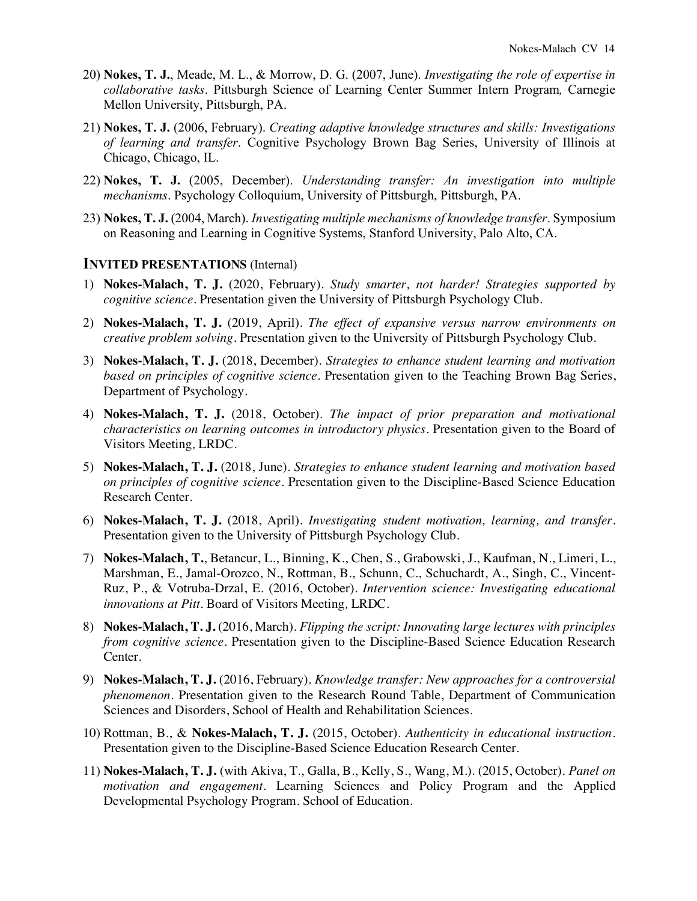20) **Nokes, T. J.**, Meade, M. L., & Morrow, D. G. (2007, June). *Investigating the role of expertise in collaborative tasks*. Pittsburgh Science of Learning Center Summer Intern Program*,* Carnegie Mellon University, Pittsburgh, PA.

21) **Nokes, T. J.** (2006, February). *Creating adaptive knowledge structures and skills: Investigations of learning and transfer*. Cognitive Psychology Brown Bag Series, University of Illinois at Chicago, Chicago, IL.

22) **Nokes, T. J.** (2005, December). *Understanding transfer: An investigation into multiple mechanisms*. Psychology Colloquium, University of Pittsburgh, Pittsburgh, PA.

23) **Nokes, T. J.** (2004, March). *Investigating multiple mechanisms of knowledge transfer*. Symposium on Reasoning and Learning in Cognitive Systems, Stanford University, Palo Alto, CA.

## INVITED PRESENTATIONS (Internal)

1) **Nokes-Malach, T. J.** (2020, February). *Study smarter, not harder! Strategies supported by cognitive science*. Presentation given the University of Pittsburgh Psychology Club.

2) **Nokes-Malach, T. J.** (2019, April). *The effect of expansive versus narrow environments on creative problem solving*. Presentation given to the University of Pittsburgh Psychology Club.

3) **Nokes-Malach, T. J.** (2018, December). *Strategies to enhance student learning and motivation based on principles of cognitive science*. Presentation given to the Teaching Brown Bag Series, Department of Psychology.

4) **Nokes-Malach, T. J.** (2018, October). *The impact of prior preparation and motivational characteristics on learning outcomes in introductory physics*. Presentation given to the Board of Visitors Meeting*,* LRDC.

5) **Nokes-Malach, T. J.** (2018, June). *Strategies to enhance student learning and motivation based on principles of cognitive science*. Presentation given to the Discipline-Based Science Education Research Center.

6) **Nokes-Malach, T. J.** (2018, April). *Investigating student motivation, learning, and transfer*. Presentation given to the University of Pittsburgh Psychology Club.

7) **Nokes-Malach, T.**, Betancur, L., Binning, K., Chen, S., Grabowski, J., Kaufman, N., Limeri, L., Marshman, E., Jamal-Orozco, N., Rottman, B., Schunn, C., Schuchardt, A., Singh, C., Vincent-Ruz, P., & Votruba-Drzal, E. (2016, October). *Intervention science: Investigating educational innovations at Pitt*. Board of Visitors Meeting*,* LRDC.

8) **Nokes-Malach, T. J.** (2016, March). *Flipping the script: Innovating large lectures with principles from cognitive science*. Presentation given to the Discipline-Based Science Education Research Center.

9) **Nokes-Malach, T. J.** (2016, February). *Knowledge transfer: New approaches for a controversial phenomenon*. Presentation given to the Research Round Table, Department of Communication Sciences and Disorders, School of Health and Rehabilitation Sciences.

10) Rottman, B., & **Nokes-Malach, T. J.** (2015, October). *Authenticity in educational instruction*. Presentation given to the Discipline-Based Science Education Research Center.

11) **Nokes-Malach, T. J.** (with Akiva, T., Galla, B., Kelly, S., Wang, M.). (2015, October). *Panel on motivation and engagement*. Learning Sciences and Policy Program and the Applied Developmental Psychology Program. School of Education.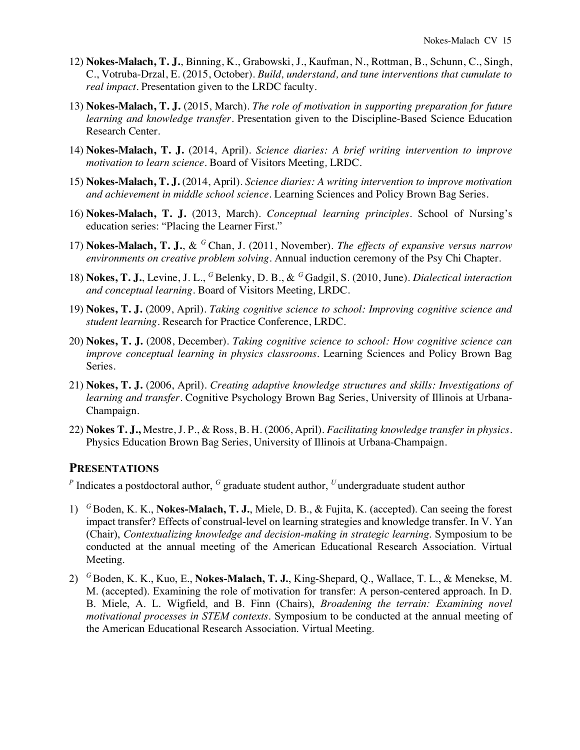12) **Nokes-Malach, T. J.**, Binning, K., Grabowski, J., Kaufman, N., Rottman, B., Schunn, C., Singh, C., Votruba-Drzal, E. (2015, October). *Build, understand, and tune interventions that cumulate to real impact*. Presentation given to the LRDC faculty.

13) **Nokes-Malach, T. J.** (2015, March). *The role of motivation in supporting preparation for future learning and knowledge transfer*. Presentation given to the Discipline-Based Science Education Research Center.

14) **Nokes-Malach, T. J.** (2014, April). *Science diaries: A brief writing intervention to improve motivation to learn science*. Board of Visitors Meeting, LRDC.

15) **Nokes-Malach, T. J.** (2014, April). *Science diaries: A writing intervention to improve motivation and achievement in middle school science*. Learning Sciences and Policy Brown Bag Series.

16) **Nokes-Malach, T. J.** (2013, March). *Conceptual learning principles*. School of Nursing's education series: "Placing the Learner First."

17) **Nokes-Malach, T. J.**, & [G] Chan, J. (2011, November). *The effects of expansive versus narrow environments on creative problem solving*. Annual induction ceremony of the Psy Chi Chapter.

18) **Nokes, T. J.**, Levine, J. L., [G] Belenky, D. B., & [G] Gadgil, S. (2010, June). *Dialectical interaction and conceptual learning*. Board of Visitors Meeting, LRDC.

19) **Nokes, T. J.** (2009, April). *Taking cognitive science to school: Improving cognitive science and student learning*. Research for Practice Conference, LRDC.

20) **Nokes, T. J.** (2008, December). *Taking cognitive science to school: How cognitive science can improve conceptual learning in physics classrooms*. Learning Sciences and Policy Brown Bag Series.

21) **Nokes, T. J.** (2006, April). *Creating adaptive knowledge structures and skills: Investigations of learning and transfer*. Cognitive Psychology Brown Bag Series, University of Illinois at Urbana-Champaign.

22) **Nokes T. J.,** Mestre, J. P., & Ross, B. H. (2006, April). *Facilitating knowledge transfer in physics*. Physics Education Brown Bag Series, University of Illinois at Urbana-Champaign.

## PRESENTATIONS

[P] Indicates a postdoctoral author, [G] graduate student author, [U] undergraduate student author

1) [G] Boden, K. K., **Nokes-Malach, T. J.**, Miele, D. B., & Fujita, K. (accepted). Can seeing the forest impact transfer? Effects of construal-level on learning strategies and knowledge transfer. In V. Yan (Chair), *Contextualizing knowledge and decision-making in strategic learning*. Symposium to be conducted at the annual meeting of the American Educational Research Association. Virtual Meeting.

2) [G] Boden, K. K., Kuo, E., **Nokes-Malach, T. J.**, King-Shepard, Q., Wallace, T. L., & Menekse, M. M. (accepted). Examining the role of motivation for transfer: A person-centered approach. In D. B. Miele, A. L. Wigfield, and B. Finn (Chairs), *Broadening the terrain: Examining novel motivational processes in STEM contexts*. Symposium to be conducted at the annual meeting of the American Educational Research Association. Virtual Meeting.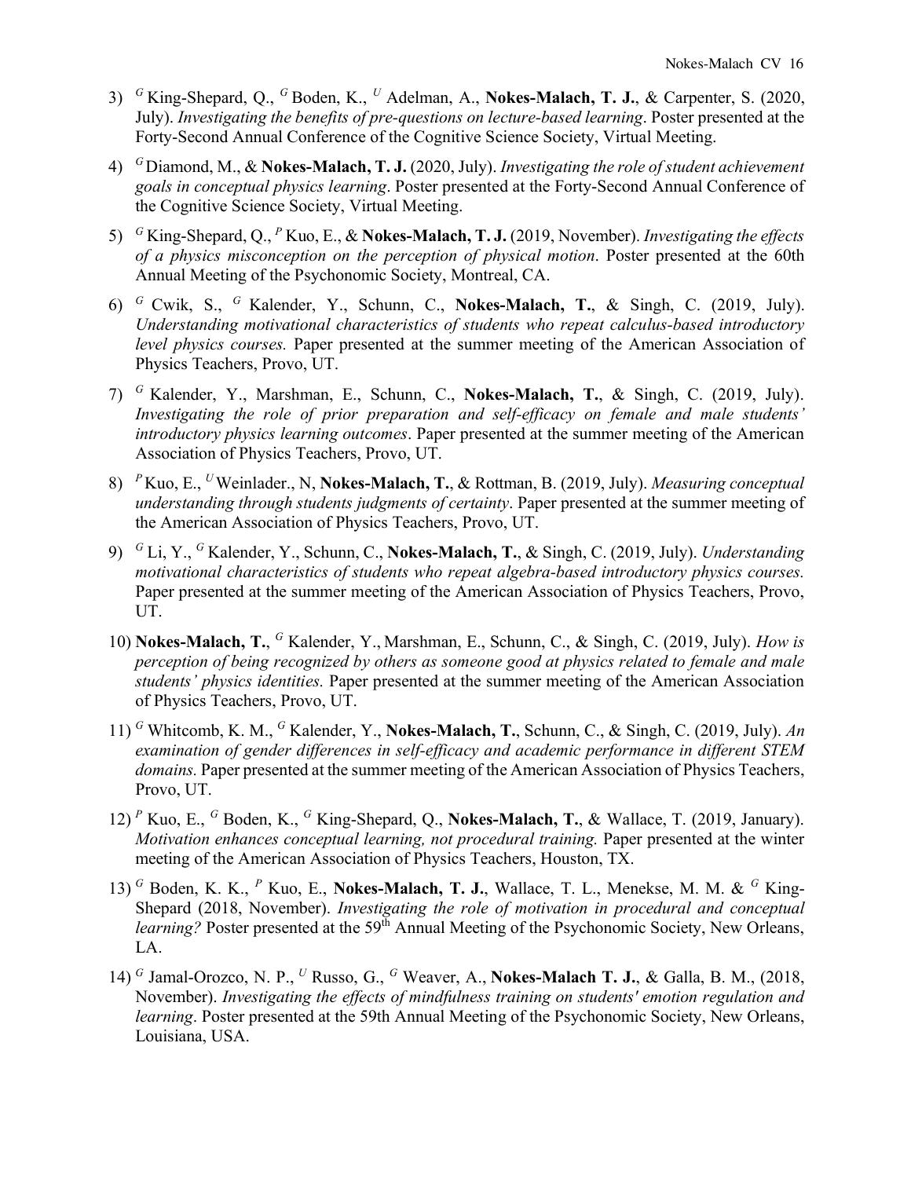3) [G] King-Shepard, Q., [G] Boden, K., [U] Adelman, A., **Nokes-Malach, T. J.**, & Carpenter, S. (2020, July). *Investigating the benefits of pre-questions on lecture-based learning*. Poster presented at the Forty-Second Annual Conference of the Cognitive Science Society, Virtual Meeting.

4) [G] Diamond, M., & **Nokes-Malach, T. J.** (2020, July). *Investigating the role of student achievement goals in conceptual physics learning*. Poster presented at the Forty-Second Annual Conference of the Cognitive Science Society, Virtual Meeting.

5) [G] King-Shepard, Q., [P] Kuo, E., & **Nokes-Malach, T. J.** (2019, November). *Investigating the effects of a physics misconception on the perception of physical motion*. Poster presented at the 60th Annual Meeting of the Psychonomic Society, Montreal, CA.

6) [G] Cwik, S., [G] Kalender, Y., Schunn, C., **Nokes-Malach, T.**, & Singh, C. (2019, July). *Understanding motivational characteristics of students who repeat calculus-based introductory level physics courses.* Paper presented at the summer meeting of the American Association of Physics Teachers, Provo, UT.

7) [G] Kalender, Y., Marshman, E., Schunn, C., **Nokes-Malach, T.**, & Singh, C. (2019, July). *Investigating the role of prior preparation and self-efficacy on female and male students' introductory physics learning outcomes*. Paper presented at the summer meeting of the American Association of Physics Teachers, Provo, UT.

8) [P] Kuo, E., [U] Weinlader., N, **Nokes-Malach, T.**, & Rottman, B. (2019, July). *Measuring conceptual understanding through students judgments of certainty*. Paper presented at the summer meeting of the American Association of Physics Teachers, Provo, UT.

9) [G] Li, Y., [G] Kalender, Y., Schunn, C., **Nokes-Malach, T.**, & Singh, C. (2019, July). *Understanding motivational characteristics of students who repeat algebra-based introductory physics courses.* Paper presented at the summer meeting of the American Association of Physics Teachers, Provo, UT.

10) **Nokes-Malach, T.**, [G] Kalender, Y., Marshman, E., Schunn, C., & Singh, C. (2019, July). *How is perception of being recognized by others as someone good at physics related to female and male students' physics identities.* Paper presented at the summer meeting of the American Association of Physics Teachers, Provo, UT.

11) [G] Whitcomb, K. M., [G] Kalender, Y., **Nokes-Malach, T.**, Schunn, C., & Singh, C. (2019, July). *An examination of gender differences in self-efficacy and academic performance in different STEM domains.* Paper presented at the summer meeting of the American Association of Physics Teachers, Provo, UT.

12) [P] Kuo, E., [G] Boden, K., [G] King-Shepard, Q., **Nokes-Malach, T.**, & Wallace, T. (2019, January). *Motivation enhances conceptual learning, not procedural training.* Paper presented at the winter meeting of the American Association of Physics Teachers, Houston, TX.

13) [G] Boden, K. K., [P] Kuo, E., **Nokes-Malach, T. J.**, Wallace, T. L., Menekse, M. M. & [G] King-Shepard (2018, November). *Investigating the role of motivation in procedural and conceptual learning?* Poster presented at the 59th Annual Meeting of the Psychonomic Society, New Orleans, LA.

14) [G] Jamal-Orozco, N. P., [U] Russo, G., [G] Weaver, A., **Nokes-Malach T. J.**, & Galla, B. M., (2018, November). *Investigating the effects of mindfulness training on students' emotion regulation and learning*. Poster presented at the 59th Annual Meeting of the Psychonomic Society, New Orleans, Louisiana, USA.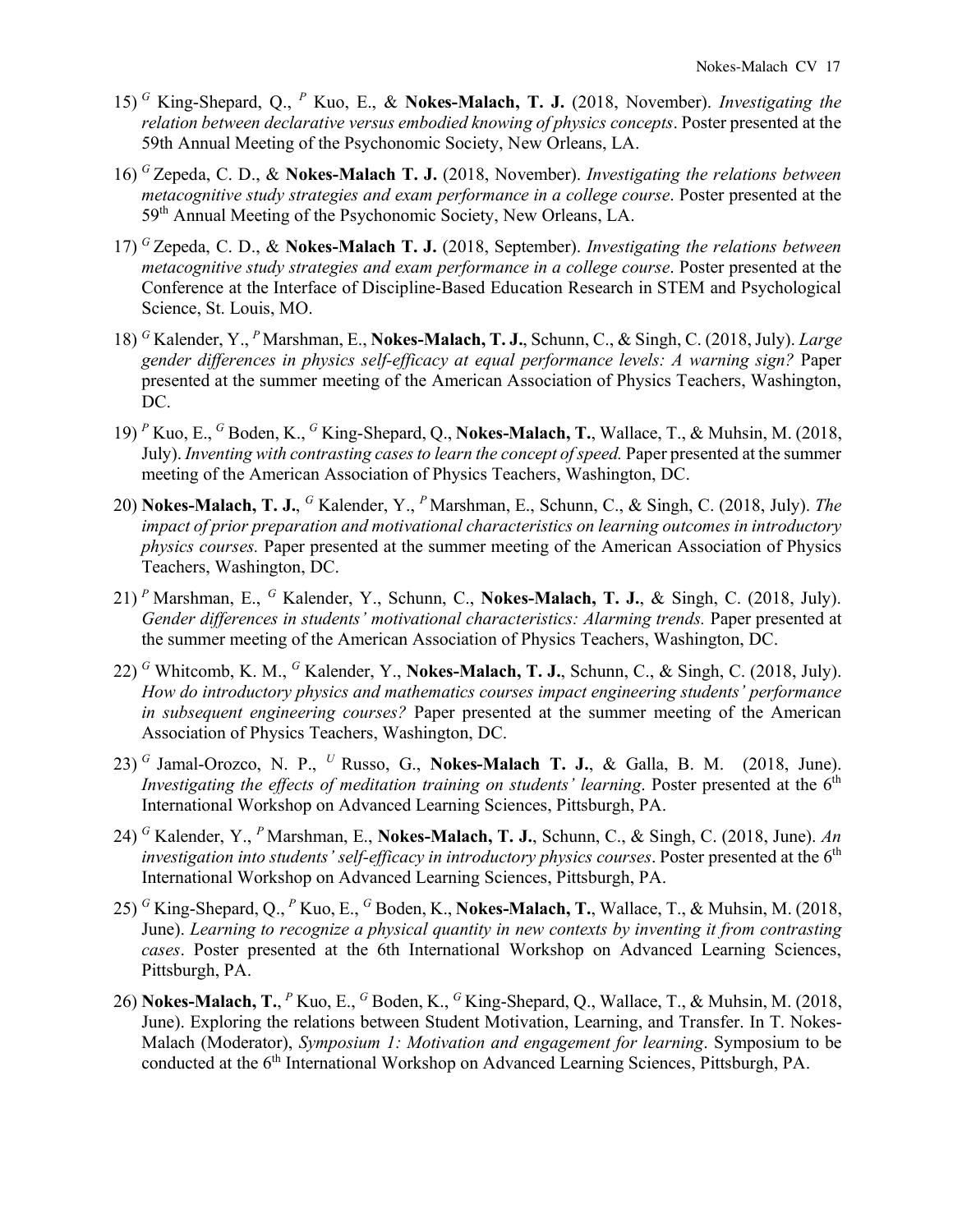15) [G] King-Shepard, Q., [P] Kuo, E., & **Nokes-Malach, T. J.** (2018, November). *Investigating the relation between declarative versus embodied knowing of physics concepts*. Poster presented at the 59th Annual Meeting of the Psychonomic Society, New Orleans, LA.

16) [G] Zepeda, C. D., & **Nokes-Malach T. J.** (2018, November). *Investigating the relations between metacognitive study strategies and exam performance in a college course*. Poster presented at the 59th Annual Meeting of the Psychonomic Society, New Orleans, LA.

17) [G] Zepeda, C. D., & **Nokes-Malach T. J.** (2018, September). *Investigating the relations between metacognitive study strategies and exam performance in a college course*. Poster presented at the Conference at the Interface of Discipline-Based Education Research in STEM and Psychological Science, St. Louis, MO.

18) [G] Kalender, Y., [P] Marshman, E., **Nokes-Malach, T. J.**, Schunn, C., & Singh, C. (2018, July). *Large gender differences in physics self-efficacy at equal performance levels: A warning sign?* Paper presented at the summer meeting of the American Association of Physics Teachers, Washington, DC.

19) [P] Kuo, E., [G] Boden, K., [G] King-Shepard, Q., **Nokes-Malach, T.**, Wallace, T., & Muhsin, M. (2018, July). *Inventing with contrasting cases to learn the concept of speed.* Paper presented at the summer meeting of the American Association of Physics Teachers, Washington, DC.

20) **Nokes-Malach, T. J.**, [G] Kalender, Y., [P] Marshman, E., Schunn, C., & Singh, C. (2018, July). *The impact of prior preparation and motivational characteristics on learning outcomes in introductory physics courses.* Paper presented at the summer meeting of the American Association of Physics Teachers, Washington, DC.

21) [P] Marshman, E., [G] Kalender, Y., Schunn, C., **Nokes-Malach, T. J.**, & Singh, C. (2018, July). *Gender differences in students' motivational characteristics: Alarming trends.* Paper presented at the summer meeting of the American Association of Physics Teachers, Washington, DC.

22) [G] Whitcomb, K. M., [G] Kalender, Y., **Nokes-Malach, T. J.**, Schunn, C., & Singh, C. (2018, July). *How do introductory physics and mathematics courses impact engineering students' performance in subsequent engineering courses?* Paper presented at the summer meeting of the American Association of Physics Teachers, Washington, DC.

23) [G] Jamal-Orozco, N. P., [U] Russo, G., **Nokes-Malach T. J.**, & Galla, B. M. (2018, June). *Investigating the effects of meditation training on students' learning*. Poster presented at the 6th International Workshop on Advanced Learning Sciences, Pittsburgh, PA.

24) [G] Kalender, Y., [P] Marshman, E., **Nokes-Malach, T. J.**, Schunn, C., & Singh, C. (2018, June). *An investigation into students' self-efficacy in introductory physics courses*. Poster presented at the 6th International Workshop on Advanced Learning Sciences, Pittsburgh, PA.

25) [G] King-Shepard, Q., [P] Kuo, E., [G] Boden, K., **Nokes-Malach, T.**, Wallace, T., & Muhsin, M. (2018, June). *Learning to recognize a physical quantity in new contexts by inventing it from contrasting cases*. Poster presented at the 6th International Workshop on Advanced Learning Sciences, Pittsburgh, PA.

26) **Nokes-Malach, T.**, [P] Kuo, E., [G] Boden, K., [G] King-Shepard, Q., Wallace, T., & Muhsin, M. (2018, June). Exploring the relations between Student Motivation, Learning, and Transfer. In T. Nokes-Malach (Moderator), *Symposium 1: Motivation and engagement for learning*. Symposium to be conducted at the 6th International Workshop on Advanced Learning Sciences, Pittsburgh, PA.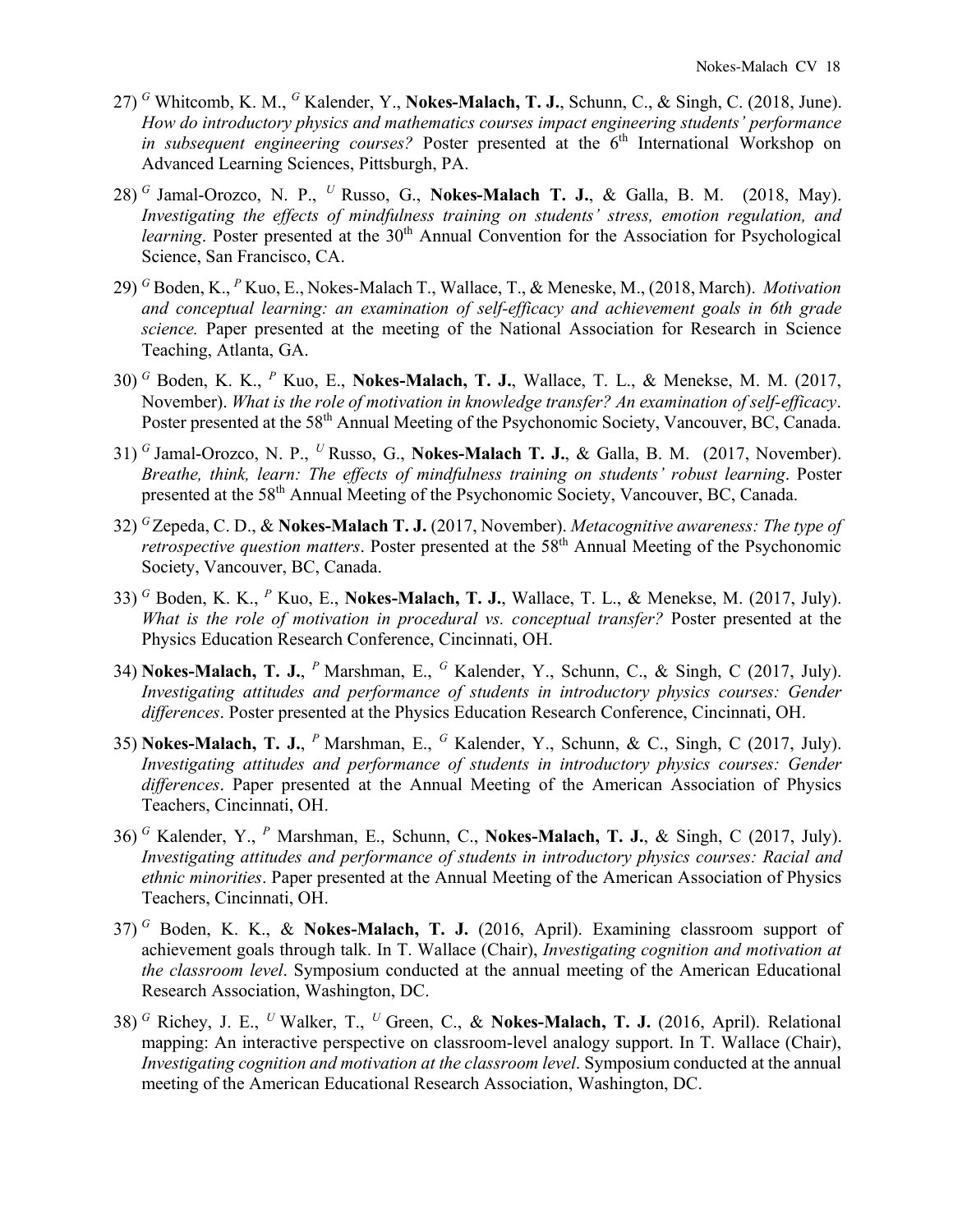27) [G] Whitcomb, K. M., [G] Kalender, Y., **Nokes-Malach, T. J.**, Schunn, C., & Singh, C. (2018, June). *How do introductory physics and mathematics courses impact engineering students' performance in subsequent engineering courses?* Poster presented at the 6th International Workshop on Advanced Learning Sciences, Pittsburgh, PA.

28) [G] Jamal-Orozco, N. P., [U] Russo, G., **Nokes-Malach T. J.**, & Galla, B. M. (2018, May). *Investigating the effects of mindfulness training on students' stress, emotion regulation, and learning*. Poster presented at the 30th Annual Convention for the Association for Psychological Science, San Francisco, CA.

29) [G] Boden, K., [P] Kuo, E., Nokes-Malach T., Wallace, T., & Meneske, M., (2018, March). *Motivation and conceptual learning: an examination of self-efficacy and achievement goals in 6th grade science.* Paper presented at the meeting of the National Association for Research in Science Teaching, Atlanta, GA.

30) [G] Boden, K. K., [P] Kuo, E., **Nokes-Malach, T. J.**, Wallace, T. L., & Menekse, M. M. (2017, November). *What is the role of motivation in knowledge transfer? An examination of self-efficacy*. Poster presented at the 58th Annual Meeting of the Psychonomic Society, Vancouver, BC, Canada.

31) [G] Jamal-Orozco, N. P., [U] Russo, G., **Nokes-Malach T. J.**, & Galla, B. M. (2017, November). *Breathe, think, learn: The effects of mindfulness training on students' robust learning*. Poster presented at the 58th Annual Meeting of the Psychonomic Society, Vancouver, BC, Canada.

32) [G] Zepeda, C. D., & **Nokes-Malach T. J.** (2017, November). *Metacognitive awareness: The type of retrospective question matters*. Poster presented at the 58th Annual Meeting of the Psychonomic Society, Vancouver, BC, Canada.

33) [G] Boden, K. K., [P] Kuo, E., **Nokes-Malach, T. J.**, Wallace, T. L., & Menekse, M. (2017, July). *What is the role of motivation in procedural vs. conceptual transfer?* Poster presented at the Physics Education Research Conference, Cincinnati, OH.

34) **Nokes-Malach, T. J.**, [P] Marshman, E., [G] Kalender, Y., Schunn, C., & Singh, C (2017, July). *Investigating attitudes and performance of students in introductory physics courses: Gender differences*. Poster presented at the Physics Education Research Conference, Cincinnati, OH.

35) **Nokes-Malach, T. J.**, [P] Marshman, E., [G] Kalender, Y., Schunn, & C., Singh, C (2017, July). *Investigating attitudes and performance of students in introductory physics courses: Gender differences*. Paper presented at the Annual Meeting of the American Association of Physics Teachers, Cincinnati, OH.

36) [G] Kalender, Y., [P] Marshman, E., Schunn, C., **Nokes-Malach, T. J.**, & Singh, C (2017, July). *Investigating attitudes and performance of students in introductory physics courses: Racial and ethnic minorities*. Paper presented at the Annual Meeting of the American Association of Physics Teachers, Cincinnati, OH.

37) [G] Boden, K. K., & **Nokes-Malach, T. J.** (2016, April). Examining classroom support of achievement goals through talk. In T. Wallace (Chair), *Investigating cognition and motivation at the classroom level*. Symposium conducted at the annual meeting of the American Educational Research Association, Washington, DC.

38) [G] Richey, J. E., [U] Walker, T., [U] Green, C., & **Nokes-Malach, T. J.** (2016, April). Relational mapping: An interactive perspective on classroom-level analogy support. In T. Wallace (Chair), *Investigating cognition and motivation at the classroom level*. Symposium conducted at the annual meeting of the American Educational Research Association, Washington, DC.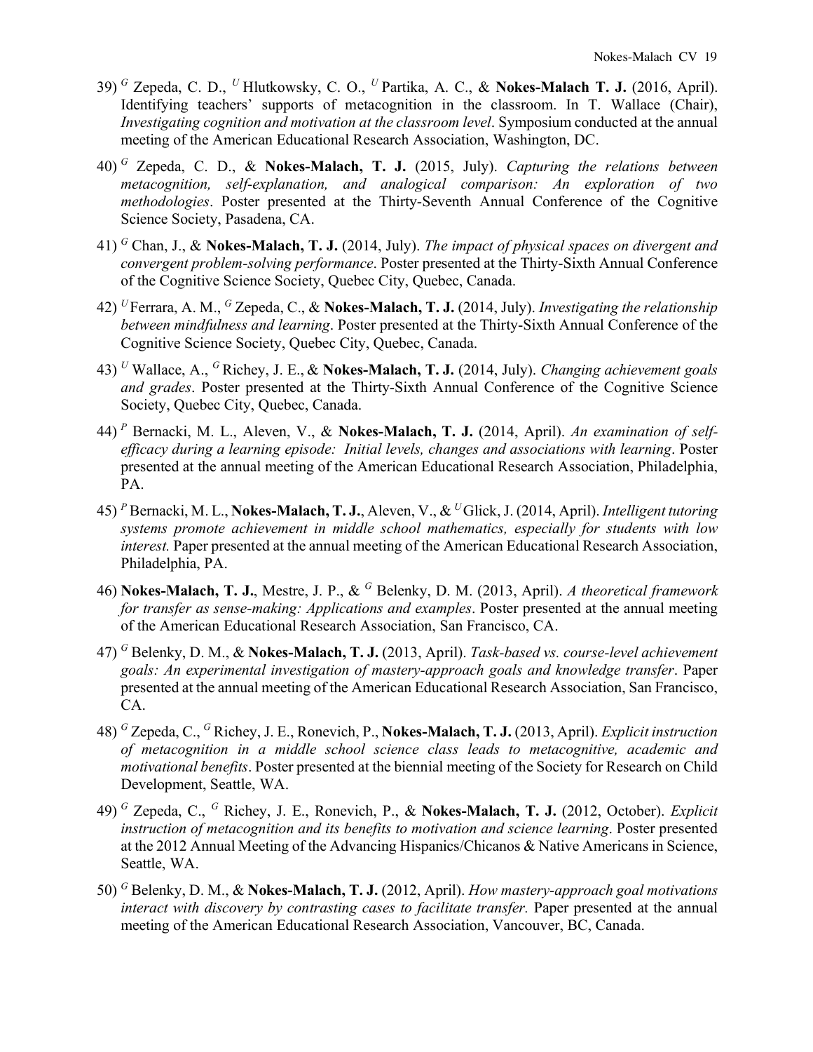39) [G] Zepeda, C. D., [U] Hlutkowsky, C. O., [U] Partika, A. C., & **Nokes-Malach T. J.** (2016, April). Identifying teachers' supports of metacognition in the classroom. In T. Wallace (Chair), *Investigating cognition and motivation at the classroom level*. Symposium conducted at the annual meeting of the American Educational Research Association, Washington, DC.

40) [G] Zepeda, C. D., & **Nokes-Malach, T. J.** (2015, July). *Capturing the relations between metacognition, self-explanation, and analogical comparison: An exploration of two methodologies*. Poster presented at the Thirty-Seventh Annual Conference of the Cognitive Science Society, Pasadena, CA.

41) [G] Chan, J., & **Nokes-Malach, T. J.** (2014, July). *The impact of physical spaces on divergent and convergent problem-solving performance*. Poster presented at the Thirty-Sixth Annual Conference of the Cognitive Science Society, Quebec City, Quebec, Canada.

42) [U] Ferrara, A. M., [G] Zepeda, C., & **Nokes-Malach, T. J.** (2014, July). *Investigating the relationship between mindfulness and learning*. Poster presented at the Thirty-Sixth Annual Conference of the Cognitive Science Society, Quebec City, Quebec, Canada.

43) [U] Wallace, A., [G] Richey, J. E., & **Nokes-Malach, T. J.** (2014, July). *Changing achievement goals and grades*. Poster presented at the Thirty-Sixth Annual Conference of the Cognitive Science Society, Quebec City, Quebec, Canada.

44) [P] Bernacki, M. L., Aleven, V., & **Nokes-Malach, T. J.** (2014, April). *An examination of self-efficacy during a learning episode: Initial levels, changes and associations with learning*. Poster presented at the annual meeting of the American Educational Research Association, Philadelphia, PA.

45) [P] Bernacki, M. L., **Nokes-Malach, T. J.**, Aleven, V., & [U] Glick, J. (2014, April). *Intelligent tutoring systems promote achievement in middle school mathematics, especially for students with low interest.* Paper presented at the annual meeting of the American Educational Research Association, Philadelphia, PA.

46) **Nokes-Malach, T. J.**, Mestre, J. P., & [G] Belenky, D. M. (2013, April). *A theoretical framework for transfer as sense-making: Applications and examples*. Poster presented at the annual meeting of the American Educational Research Association, San Francisco, CA.

47) [G] Belenky, D. M., & **Nokes-Malach, T. J.** (2013, April). *Task-based vs. course-level achievement goals: An experimental investigation of mastery-approach goals and knowledge transfer*. Paper presented at the annual meeting of the American Educational Research Association, San Francisco, CA.

48) [G] Zepeda, C., [G] Richey, J. E., Ronevich, P., **Nokes-Malach, T. J.** (2013, April). *Explicit instruction of metacognition in a middle school science class leads to metacognitive, academic and motivational benefits*. Poster presented at the biennial meeting of the Society for Research on Child Development, Seattle, WA.

49) [G] Zepeda, C., [G] Richey, J. E., Ronevich, P., & **Nokes-Malach, T. J.** (2012, October). *Explicit instruction of metacognition and its benefits to motivation and science learning*. Poster presented at the 2012 Annual Meeting of the Advancing Hispanics/Chicanos & Native Americans in Science, Seattle, WA.

50) [G] Belenky, D. M., & **Nokes-Malach, T. J.** (2012, April). *How mastery-approach goal motivations interact with discovery by contrasting cases to facilitate transfer.* Paper presented at the annual meeting of the American Educational Research Association, Vancouver, BC, Canada.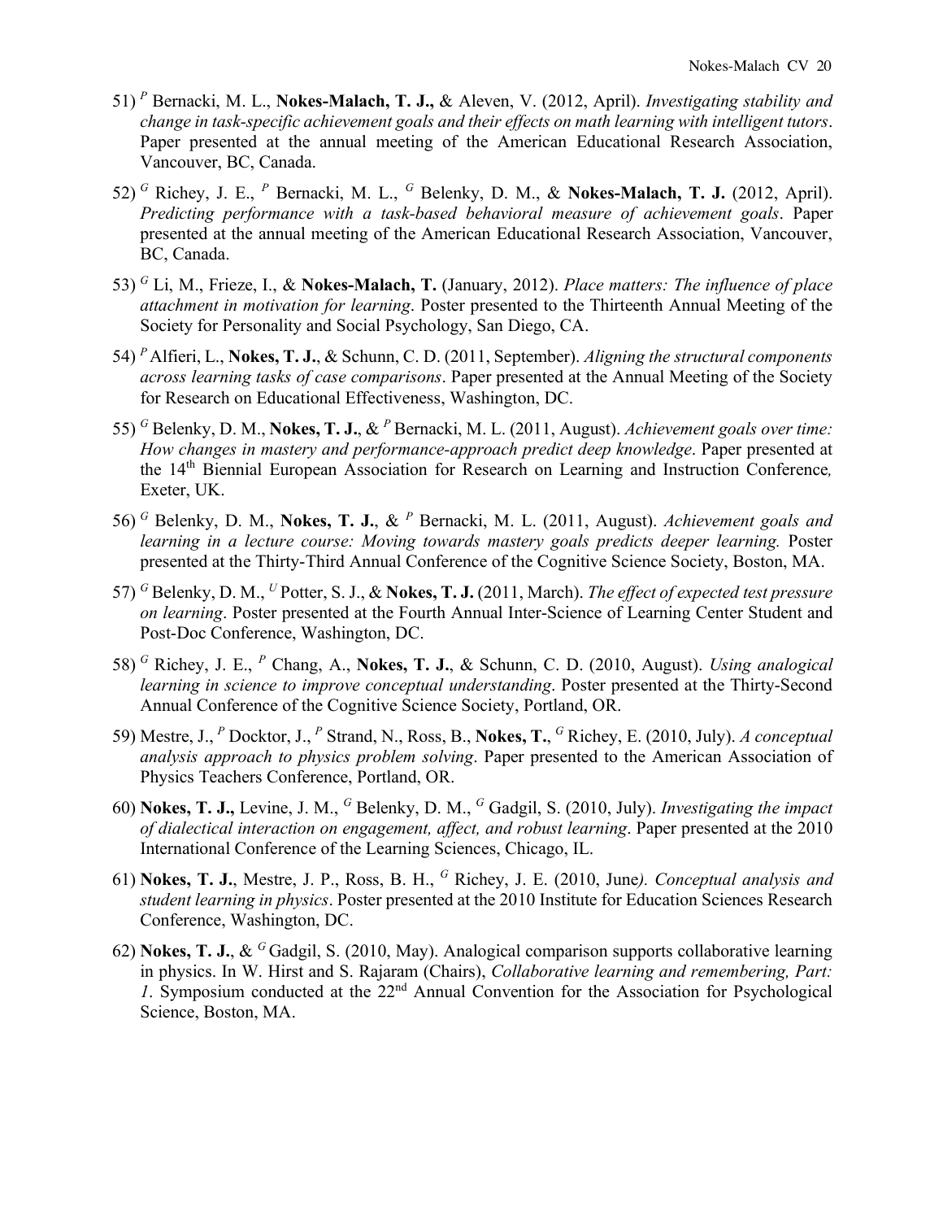51) [P] Bernacki, M. L., **Nokes-Malach, T. J.,** & Aleven, V. (2012, April). *Investigating stability and change in task-specific achievement goals and their effects on math learning with intelligent tutors*. Paper presented at the annual meeting of the American Educational Research Association, Vancouver, BC, Canada.

52) [G] Richey, J. E., [P] Bernacki, M. L., [G] Belenky, D. M., & **Nokes-Malach, T. J.** (2012, April). *Predicting performance with a task-based behavioral measure of achievement goals*. Paper presented at the annual meeting of the American Educational Research Association, Vancouver, BC, Canada.

53) [G] Li, M., Frieze, I., & **Nokes-Malach, T.** (January, 2012). *Place matters: The influence of place attachment in motivation for learning*. Poster presented to the Thirteenth Annual Meeting of the Society for Personality and Social Psychology, San Diego, CA.

54) [P] Alfieri, L., **Nokes, T. J.**, & Schunn, C. D. (2011, September). *Aligning the structural components across learning tasks of case comparisons*. Paper presented at the Annual Meeting of the Society for Research on Educational Effectiveness, Washington, DC.

55) [G] Belenky, D. M., **Nokes, T. J.**, & [P] Bernacki, M. L. (2011, August). *Achievement goals over time: How changes in mastery and performance-approach predict deep knowledge*. Paper presented at the 14th Biennial European Association for Research on Learning and Instruction Conference*,* Exeter, UK.

56) [G] Belenky, D. M., **Nokes, T. J.**, & [P] Bernacki, M. L. (2011, August). *Achievement goals and learning in a lecture course: Moving towards mastery goals predicts deeper learning.* Poster presented at the Thirty-Third Annual Conference of the Cognitive Science Society, Boston, MA.

57) [G] Belenky, D. M., [U] Potter, S. J., & **Nokes, T. J.** (2011, March). *The effect of expected test pressure on learning*. Poster presented at the Fourth Annual Inter-Science of Learning Center Student and Post-Doc Conference, Washington, DC.

58) [G] Richey, J. E., [P] Chang, A., **Nokes, T. J.**, & Schunn, C. D. (2010, August). *Using analogical learning in science to improve conceptual understanding*. Poster presented at the Thirty-Second Annual Conference of the Cognitive Science Society, Portland, OR.

59) Mestre, J., [P] Docktor, J., [P] Strand, N., Ross, B., **Nokes, T.**, [G] Richey, E. (2010, July). *A conceptual analysis approach to physics problem solving*. Paper presented to the American Association of Physics Teachers Conference, Portland, OR.

60) **Nokes, T. J.,** Levine, J. M., [G] Belenky, D. M., [G] Gadgil, S. (2010, July). *Investigating the impact of dialectical interaction on engagement, affect, and robust learning*. Paper presented at the 2010 International Conference of the Learning Sciences, Chicago, IL.

61) **Nokes, T. J.**, Mestre, J. P., Ross, B. H., [G] Richey, J. E. (2010, June*). Conceptual analysis and student learning in physics*. Poster presented at the 2010 Institute for Education Sciences Research Conference, Washington, DC.

62) **Nokes, T. J.**, & [G] Gadgil, S. (2010, May). Analogical comparison supports collaborative learning in physics. In W. Hirst and S. Rajaram (Chairs), *Collaborative learning and remembering, Part: 1*. Symposium conducted at the 22nd Annual Convention for the Association for Psychological Science, Boston, MA.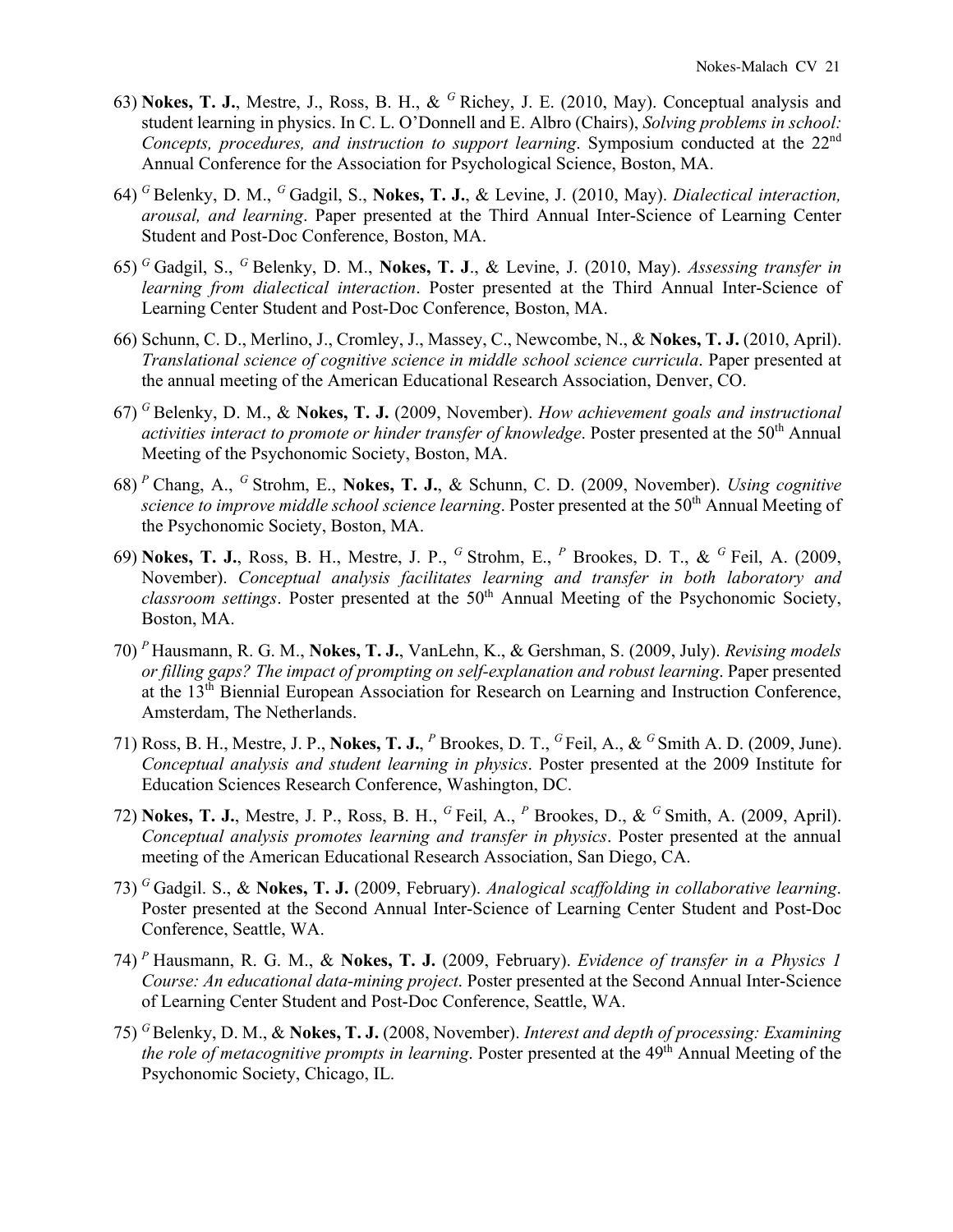63) **Nokes, T. J.**, Mestre, J., Ross, B. H., & [G] Richey, J. E. (2010, May). Conceptual analysis and student learning in physics. In C. L. O'Donnell and E. Albro (Chairs), *Solving problems in school: Concepts, procedures, and instruction to support learning*. Symposium conducted at the 22nd Annual Conference for the Association for Psychological Science, Boston, MA.

64) [G] Belenky, D. M., [G] Gadgil, S., **Nokes, T. J.**, & Levine, J. (2010, May). *Dialectical interaction, arousal, and learning*. Paper presented at the Third Annual Inter-Science of Learning Center Student and Post-Doc Conference, Boston, MA.

65) [G] Gadgil, S., [G] Belenky, D. M., **Nokes, T. J**., & Levine, J. (2010, May). *Assessing transfer in learning from dialectical interaction*. Poster presented at the Third Annual Inter-Science of Learning Center Student and Post-Doc Conference, Boston, MA.

66) Schunn, C. D., Merlino, J., Cromley, J., Massey, C., Newcombe, N., & **Nokes, T. J.** (2010, April). *Translational science of cognitive science in middle school science curricula*. Paper presented at the annual meeting of the American Educational Research Association, Denver, CO.

67) [G] Belenky, D. M., & **Nokes, T. J.** (2009, November). *How achievement goals and instructional activities interact to promote or hinder transfer of knowledge*. Poster presented at the 50th Annual Meeting of the Psychonomic Society, Boston, MA.

68) [P] Chang, A., [G] Strohm, E., **Nokes, T. J.**, & Schunn, C. D. (2009, November). *Using cognitive science to improve middle school science learning*. Poster presented at the 50th Annual Meeting of the Psychonomic Society, Boston, MA.

69) **Nokes, T. J.**, Ross, B. H., Mestre, J. P., [G] Strohm, E., [P] Brookes, D. T., & [G] Feil, A. (2009, November). *Conceptual analysis facilitates learning and transfer in both laboratory and classroom settings*. Poster presented at the 50th Annual Meeting of the Psychonomic Society, Boston, MA.

70) [P] Hausmann, R. G. M., **Nokes, T. J.**, VanLehn, K., & Gershman, S. (2009, July). *Revising models or filling gaps? The impact of prompting on self-explanation and robust learning*. Paper presented at the 13th Biennial European Association for Research on Learning and Instruction Conference, Amsterdam, The Netherlands.

71) Ross, B. H., Mestre, J. P., **Nokes, T. J.**, [P] Brookes, D. T., [G] Feil, A., & [G] Smith A. D. (2009, June). *Conceptual analysis and student learning in physics*. Poster presented at the 2009 Institute for Education Sciences Research Conference, Washington, DC.

72) **Nokes, T. J.**, Mestre, J. P., Ross, B. H., [G] Feil, A., [P] Brookes, D., & [G] Smith, A. (2009, April). *Conceptual analysis promotes learning and transfer in physics*. Poster presented at the annual meeting of the American Educational Research Association, San Diego, CA.

73) [G] Gadgil. S., & **Nokes, T. J.** (2009, February). *Analogical scaffolding in collaborative learning*. Poster presented at the Second Annual Inter-Science of Learning Center Student and Post-Doc Conference, Seattle, WA.

74) [P] Hausmann, R. G. M., & **Nokes, T. J.** (2009, February). *Evidence of transfer in a Physics 1 Course: An educational data-mining project*. Poster presented at the Second Annual Inter-Science of Learning Center Student and Post-Doc Conference, Seattle, WA.

75) [G] Belenky, D. M., & **Nokes, T. J.** (2008, November). *Interest and depth of processing: Examining the role of metacognitive prompts in learning*. Poster presented at the 49th Annual Meeting of the Psychonomic Society, Chicago, IL.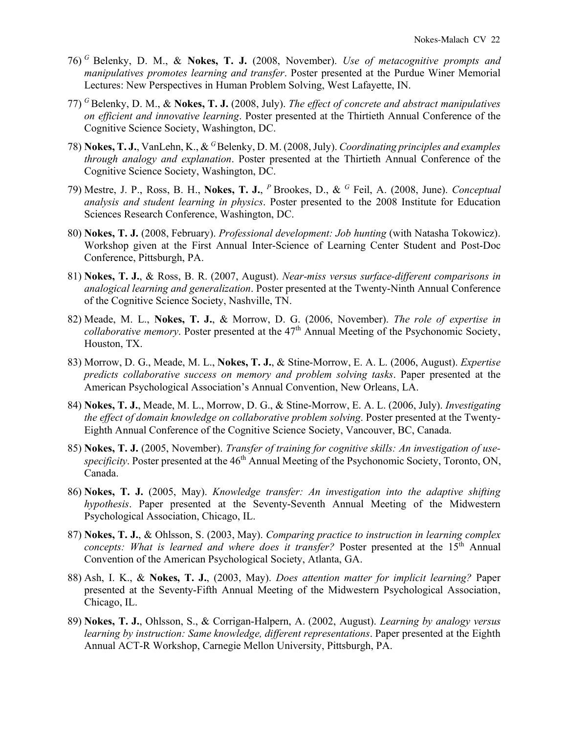76) [G] Belenky, D. M., & **Nokes, T. J.** (2008, November). *Use of metacognitive prompts and manipulatives promotes learning and transfer*. Poster presented at the Purdue Winer Memorial Lectures: New Perspectives in Human Problem Solving, West Lafayette, IN.

77) [G] Belenky, D. M., & **Nokes, T. J.** (2008, July). *The effect of concrete and abstract manipulatives on efficient and innovative learning*. Poster presented at the Thirtieth Annual Conference of the Cognitive Science Society, Washington, DC.

78) **Nokes, T. J.**, VanLehn, K., & [G] Belenky, D. M. (2008, July). *Coordinating principles and examples through analogy and explanation*. Poster presented at the Thirtieth Annual Conference of the Cognitive Science Society, Washington, DC.

79) Mestre, J. P., Ross, B. H., **Nokes, T. J.**, [P] Brookes, D., & [G] Feil, A. (2008, June). *Conceptual analysis and student learning in physics*. Poster presented to the 2008 Institute for Education Sciences Research Conference, Washington, DC.

80) **Nokes, T. J.** (2008, February). *Professional development: Job hunting* (with Natasha Tokowicz). Workshop given at the First Annual Inter-Science of Learning Center Student and Post-Doc Conference, Pittsburgh, PA.

81) **Nokes, T. J.**, & Ross, B. R. (2007, August). *Near-miss versus surface-different comparisons in analogical learning and generalization*. Poster presented at the Twenty-Ninth Annual Conference of the Cognitive Science Society, Nashville, TN.

82) Meade, M. L., **Nokes, T. J.**, & Morrow, D. G. (2006, November). *The role of expertise in collaborative memory*. Poster presented at the 47th Annual Meeting of the Psychonomic Society, Houston, TX.

83) Morrow, D. G., Meade, M. L., **Nokes, T. J.**, & Stine-Morrow, E. A. L. (2006, August). *Expertise predicts collaborative success on memory and problem solving tasks*. Paper presented at the American Psychological Association's Annual Convention, New Orleans, LA.

84) **Nokes, T. J.**, Meade, M. L., Morrow, D. G., & Stine-Morrow, E. A. L. (2006, July). *Investigating the effect of domain knowledge on collaborative problem solving*. Poster presented at the Twenty-Eighth Annual Conference of the Cognitive Science Society, Vancouver, BC, Canada.

85) **Nokes, T. J.** (2005, November). *Transfer of training for cognitive skills: An investigation of use-specificity*. Poster presented at the 46th Annual Meeting of the Psychonomic Society, Toronto, ON, Canada.

86) **Nokes, T. J.** (2005, May). *Knowledge transfer: An investigation into the adaptive shifting hypothesis*. Paper presented at the Seventy-Seventh Annual Meeting of the Midwestern Psychological Association, Chicago, IL.

87) **Nokes, T. J.**, & Ohlsson, S. (2003, May). *Comparing practice to instruction in learning complex concepts: What is learned and where does it transfer?* Poster presented at the 15th Annual Convention of the American Psychological Society, Atlanta, GA.

88) Ash, I. K., & **Nokes, T. J.**, (2003, May). *Does attention matter for implicit learning?* Paper presented at the Seventy-Fifth Annual Meeting of the Midwestern Psychological Association, Chicago, IL.

89) **Nokes, T. J.**, Ohlsson, S., & Corrigan-Halpern, A. (2002, August). *Learning by analogy versus learning by instruction: Same knowledge, different representations*. Paper presented at the Eighth Annual ACT-R Workshop, Carnegie Mellon University, Pittsburgh, PA.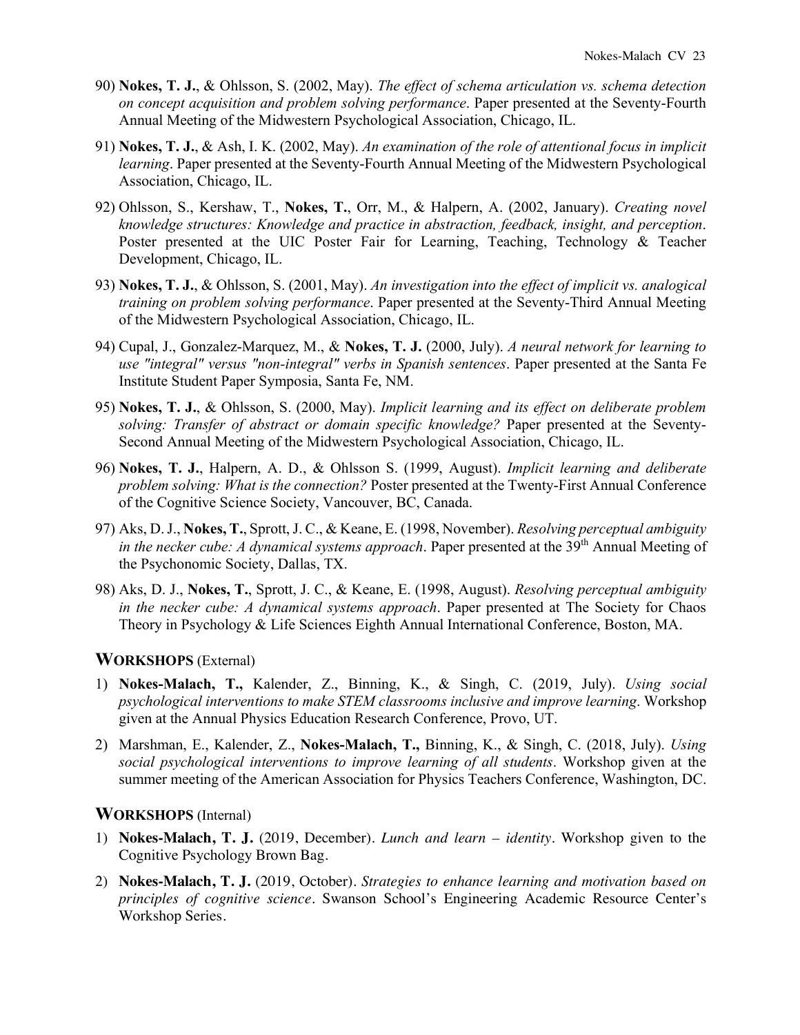90) **Nokes, T. J.**, & Ohlsson, S. (2002, May). *The effect of schema articulation vs. schema detection on concept acquisition and problem solving performance*. Paper presented at the Seventy-Fourth Annual Meeting of the Midwestern Psychological Association, Chicago, IL.

91) **Nokes, T. J.**, & Ash, I. K. (2002, May). *An examination of the role of attentional focus in implicit learning*. Paper presented at the Seventy-Fourth Annual Meeting of the Midwestern Psychological Association, Chicago, IL.

92) Ohlsson, S., Kershaw, T., **Nokes, T.**, Orr, M., & Halpern, A. (2002, January). *Creating novel knowledge structures: Knowledge and practice in abstraction, feedback, insight, and perception*. Poster presented at the UIC Poster Fair for Learning, Teaching, Technology & Teacher Development, Chicago, IL.

93) **Nokes, T. J.**, & Ohlsson, S. (2001, May). *An investigation into the effect of implicit vs. analogical training on problem solving performance*. Paper presented at the Seventy-Third Annual Meeting of the Midwestern Psychological Association, Chicago, IL.

94) Cupal, J., Gonzalez-Marquez, M., & **Nokes, T. J.** (2000, July). *A neural network for learning to use "integral" versus "non-integral" verbs in Spanish sentences*. Paper presented at the Santa Fe Institute Student Paper Symposia, Santa Fe, NM.

95) **Nokes, T. J.**, & Ohlsson, S. (2000, May). *Implicit learning and its effect on deliberate problem solving: Transfer of abstract or domain specific knowledge?* Paper presented at the Seventy-Second Annual Meeting of the Midwestern Psychological Association, Chicago, IL.

96) **Nokes, T. J.**, Halpern, A. D., & Ohlsson S. (1999, August). *Implicit learning and deliberate problem solving: What is the connection?* Poster presented at the Twenty-First Annual Conference of the Cognitive Science Society, Vancouver, BC, Canada.

97) Aks, D. J., **Nokes, T.**, Sprott, J. C., & Keane, E. (1998, November). *Resolving perceptual ambiguity in the necker cube: A dynamical systems approach*. Paper presented at the 39th Annual Meeting of the Psychonomic Society, Dallas, TX.

98) Aks, D. J., **Nokes, T.**, Sprott, J. C., & Keane, E. (1998, August). *Resolving perceptual ambiguity in the necker cube: A dynamical systems approach*. Paper presented at The Society for Chaos Theory in Psychology & Life Sciences Eighth Annual International Conference, Boston, MA.

## WORKSHOPS (External)

1) **Nokes-Malach, T.,** Kalender, Z., Binning, K., & Singh, C. (2019, July). *Using social psychological interventions to make STEM classrooms inclusive and improve learning*. Workshop given at the Annual Physics Education Research Conference, Provo, UT.

2) Marshman, E., Kalender, Z., **Nokes-Malach, T.,** Binning, K., & Singh, C. (2018, July). *Using social psychological interventions to improve learning of all students*. Workshop given at the summer meeting of the American Association for Physics Teachers Conference, Washington, DC.

## WORKSHOPS (Internal)

1) **Nokes-Malach, T. J.** (2019, December). *Lunch and learn – identity*. Workshop given to the Cognitive Psychology Brown Bag.

2) **Nokes-Malach, T. J.** (2019, October). *Strategies to enhance learning and motivation based on principles of cognitive science*. Swanson School's Engineering Academic Resource Center's Workshop Series.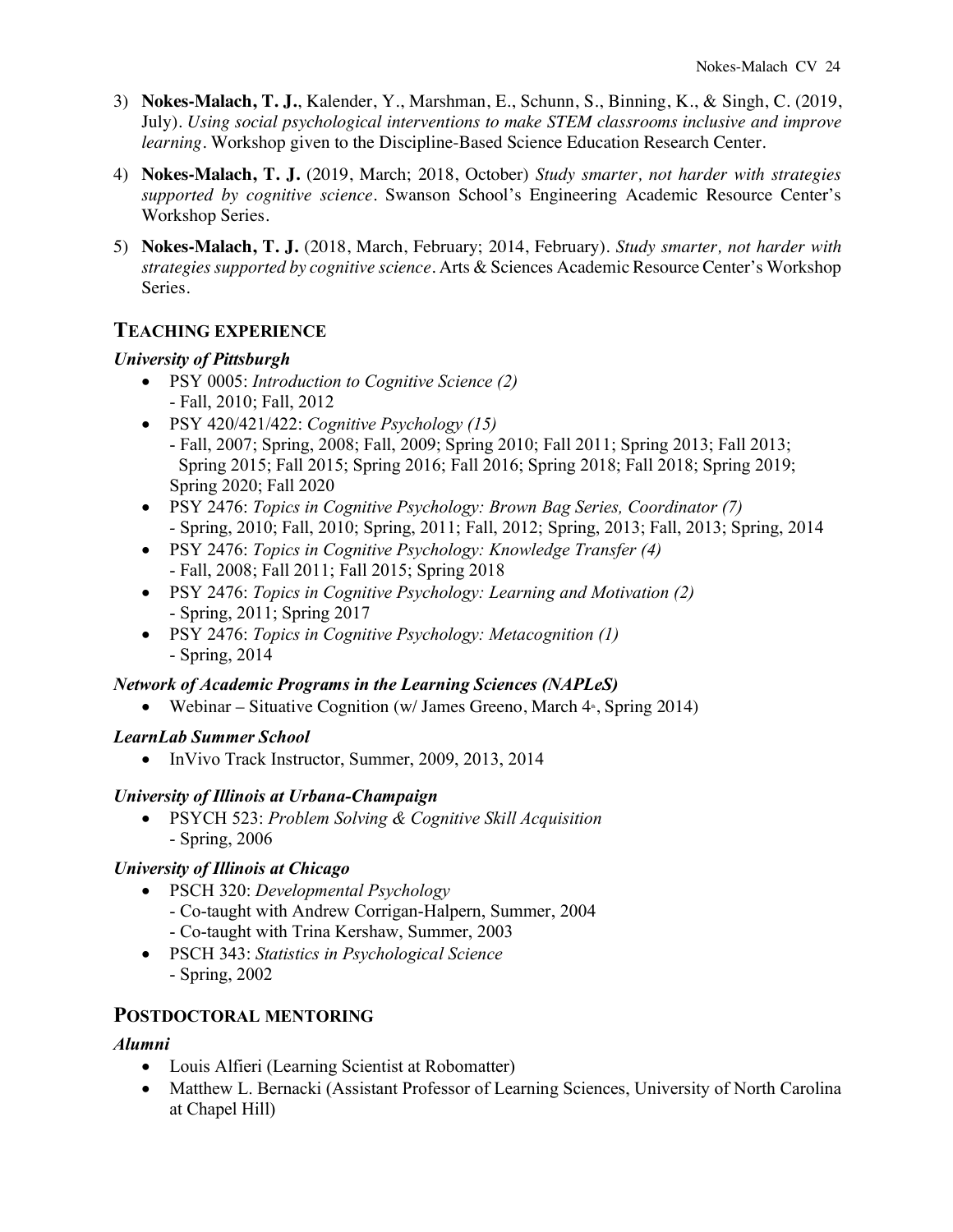3) **Nokes-Malach, T. J.**, Kalender, Y., Marshman, E., Schunn, S., Binning, K., & Singh, C. (2019, July). *Using social psychological interventions to make STEM classrooms inclusive and improve learning*. Workshop given to the Discipline-Based Science Education Research Center.

4) **Nokes-Malach, T. J.** (2019, March; 2018, October) *Study smarter, not harder with strategies supported by cognitive science*. Swanson School's Engineering Academic Resource Center's Workshop Series.

5) **Nokes-Malach, T. J.** (2018, March, February; 2014, February). *Study smarter, not harder with strategies supported by cognitive science*. Arts & Sciences Academic Resource Center's Workshop Series.

## TEACHING EXPERIENCE

### *University of Pittsburgh*

- PSY 0005: *Introduction to Cognitive Science (2)*
  - Fall, 2010; Fall, 2012
- PSY 420/421/422: *Cognitive Psychology (15)*
  - Fall, 2007; Spring, 2008; Fall, 2009; Spring 2010; Fall 2011; Spring 2013; Fall 2013; Spring 2015; Fall 2015; Spring 2016; Fall 2016; Spring 2018; Fall 2018; Spring 2019; Spring 2020; Fall 2020
- PSY 2476: *Topics in Cognitive Psychology: Brown Bag Series, Coordinator (7)*
  - Spring, 2010; Fall, 2010; Spring, 2011; Fall, 2012; Spring, 2013; Fall, 2013; Spring, 2014
- PSY 2476: *Topics in Cognitive Psychology: Knowledge Transfer (4)*
  - Fall, 2008; Fall 2011; Fall 2015; Spring 2018
- PSY 2476: *Topics in Cognitive Psychology: Learning and Motivation (2)*
  - Spring, 2011; Spring 2017
- PSY 2476: *Topics in Cognitive Psychology: Metacognition (1)*
  - Spring, 2014

### *Network of Academic Programs in the Learning Sciences (NAPLeS)*

- Webinar – Situative Cognition (w/ James Greeno, March 4th, Spring 2014)

### *LearnLab Summer School*

- InVivo Track Instructor, Summer, 2009, 2013, 2014

### *University of Illinois at Urbana-Champaign*

- PSYCH 523: *Problem Solving & Cognitive Skill Acquisition*
  - Spring, 2006

### *University of Illinois at Chicago*

- PSCH 320: *Developmental Psychology*
  - Co-taught with Andrew Corrigan-Halpern, Summer, 2004
  - Co-taught with Trina Kershaw, Summer, 2003
- PSCH 343: *Statistics in Psychological Science*
  - Spring, 2002

## POSTDOCTORAL MENTORING

### *Alumni*

- Louis Alfieri (Learning Scientist at Robomatter)
- Matthew L. Bernacki (Assistant Professor of Learning Sciences, University of North Carolina at Chapel Hill)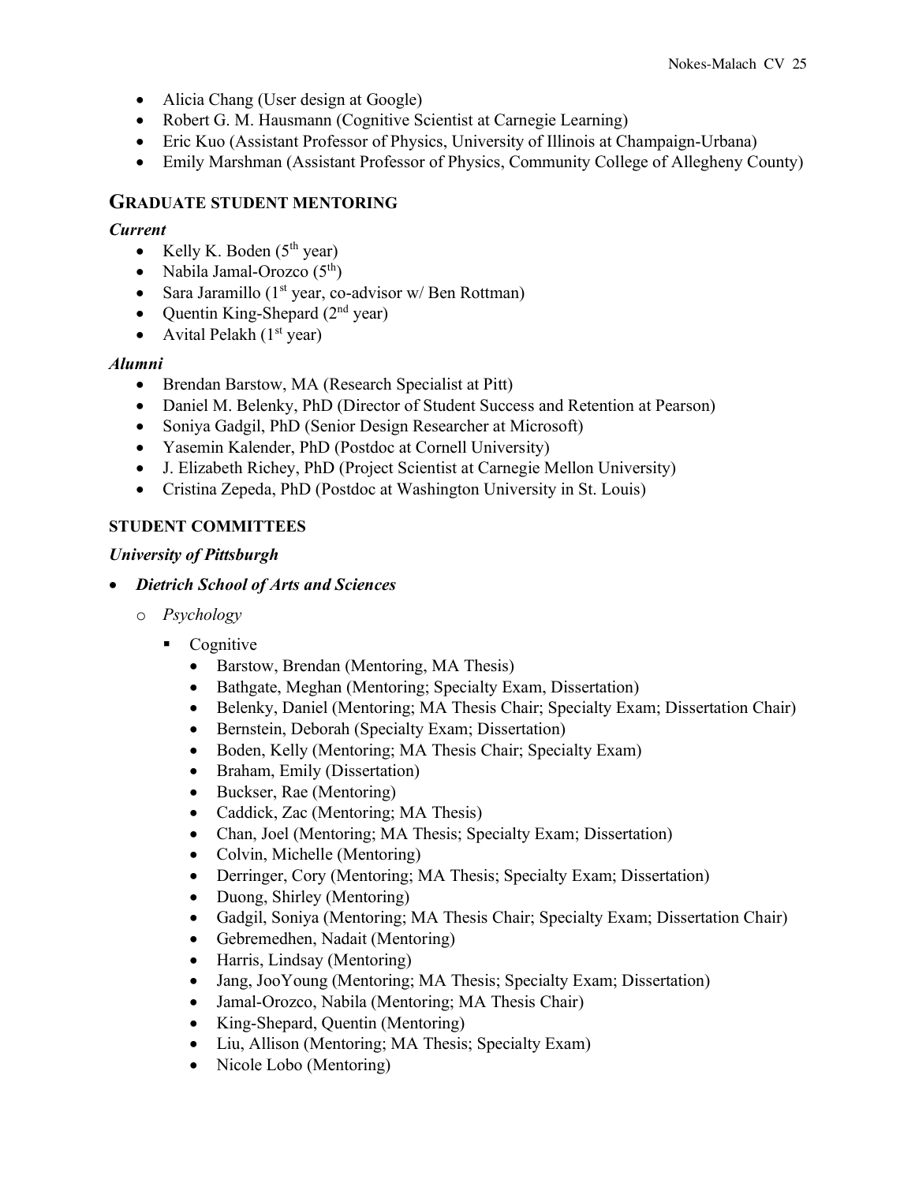- Alicia Chang (User design at Google)
- Robert G. M. Hausmann (Cognitive Scientist at Carnegie Learning)
- Eric Kuo (Assistant Professor of Physics, University of Illinois at Champaign-Urbana)
- Emily Marshman (Assistant Professor of Physics, Community College of Allegheny County)

## Graduate Student Mentoring

***Current***

- Kelly K. Boden (5th year)
- Nabila Jamal-Orozco (5th)
- Sara Jaramillo (1st year, co-advisor w/ Ben Rottman)
- Quentin King-Shepard (2nd year)
- Avital Pelakh (1st year)

***Alumni***

- Brendan Barstow, MA (Research Specialist at Pitt)
- Daniel M. Belenky, PhD (Director of Student Success and Retention at Pearson)
- Soniya Gadgil, PhD (Senior Design Researcher at Microsoft)
- Yasemin Kalender, PhD (Postdoc at Cornell University)
- J. Elizabeth Richey, PhD (Project Scientist at Carnegie Mellon University)
- Cristina Zepeda, PhD (Postdoc at Washington University in St. Louis)

## Student Committees

***University of Pittsburgh***

- ***Dietrich School of Arts and Sciences***
  - *Psychology*
    - Cognitive
      - Barstow, Brendan (Mentoring, MA Thesis)
      - Bathgate, Meghan (Mentoring; Specialty Exam, Dissertation)
      - Belenky, Daniel (Mentoring; MA Thesis Chair; Specialty Exam; Dissertation Chair)
      - Bernstein, Deborah (Specialty Exam; Dissertation)
      - Boden, Kelly (Mentoring; MA Thesis Chair; Specialty Exam)
      - Braham, Emily (Dissertation)
      - Buckser, Rae (Mentoring)
      - Caddick, Zac (Mentoring; MA Thesis)
      - Chan, Joel (Mentoring; MA Thesis; Specialty Exam; Dissertation)
      - Colvin, Michelle (Mentoring)
      - Derringer, Cory (Mentoring; MA Thesis; Specialty Exam; Dissertation)
      - Duong, Shirley (Mentoring)
      - Gadgil, Soniya (Mentoring; MA Thesis Chair; Specialty Exam; Dissertation Chair)
      - Gebremedhen, Nadait (Mentoring)
      - Harris, Lindsay (Mentoring)
      - Jang, JooYoung (Mentoring; MA Thesis; Specialty Exam; Dissertation)
      - Jamal-Orozco, Nabila (Mentoring; MA Thesis Chair)
      - King-Shepard, Quentin (Mentoring)
      - Liu, Allison (Mentoring; MA Thesis; Specialty Exam)
      - Nicole Lobo (Mentoring)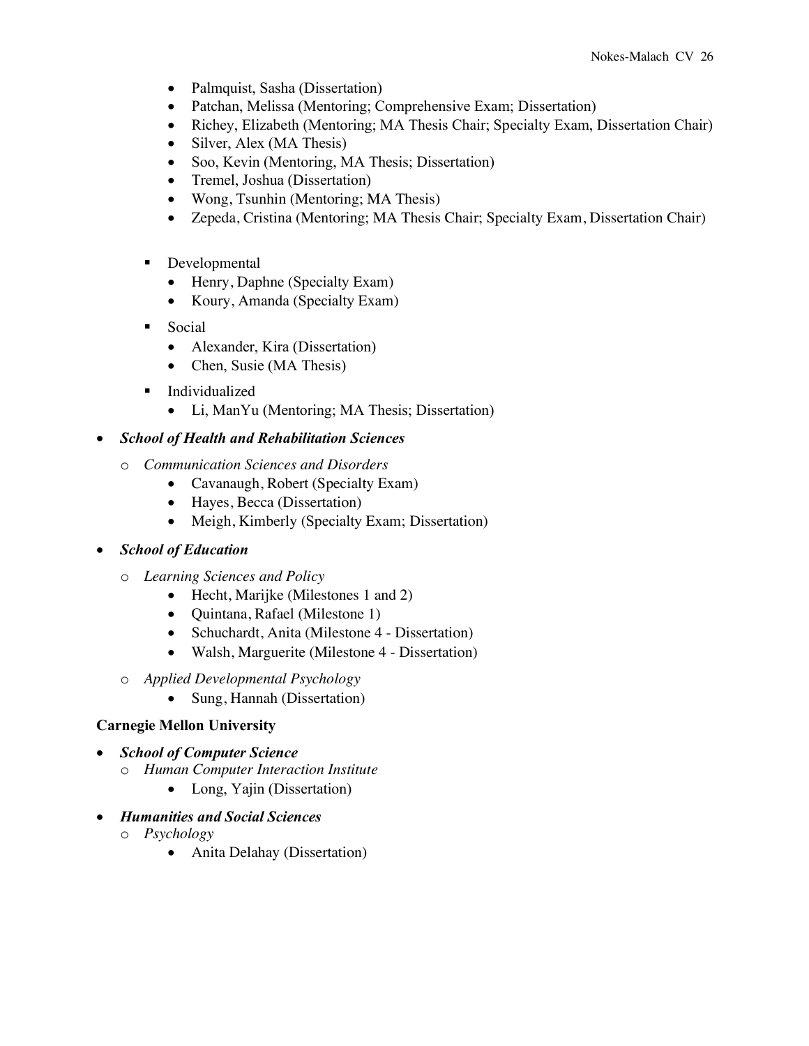- Palmquist, Sasha (Dissertation)
- Patchan, Melissa (Mentoring; Comprehensive Exam; Dissertation)
- Richey, Elizabeth (Mentoring; MA Thesis Chair; Specialty Exam, Dissertation Chair)
- Silver, Alex (MA Thesis)
- Soo, Kevin (Mentoring, MA Thesis; Dissertation)
- Tremel, Joshua (Dissertation)
- Wong, Tsunhin (Mentoring; MA Thesis)
- Zepeda, Cristina (Mentoring; MA Thesis Chair; Specialty Exam, Dissertation Chair)

- Developmental
  - Henry, Daphne (Specialty Exam)
  - Koury, Amanda (Specialty Exam)
- Social
  - Alexander, Kira (Dissertation)
  - Chen, Susie (MA Thesis)
- Individualized
  - Li, ManYu (Mentoring; MA Thesis; Dissertation)

- ***School of Health and Rehabilitation Sciences***
  - *Communication Sciences and Disorders*
    - Cavanaugh, Robert (Specialty Exam)
    - Hayes, Becca (Dissertation)
    - Meigh, Kimberly (Specialty Exam; Dissertation)
- ***School of Education***
  - *Learning Sciences and Policy*
    - Hecht, Marijke (Milestones 1 and 2)
    - Quintana, Rafael (Milestone 1)
    - Schuchardt, Anita (Milestone 4 - Dissertation)
    - Walsh, Marguerite (Milestone 4 - Dissertation)
  - *Applied Developmental Psychology*
    - Sung, Hannah (Dissertation)

**Carnegie Mellon University**

- ***School of Computer Science***
  - *Human Computer Interaction Institute*
    - Long, Yajin (Dissertation)
- ***Humanities and Social Sciences***
  - *Psychology*
    - Anita Delahay (Dissertation)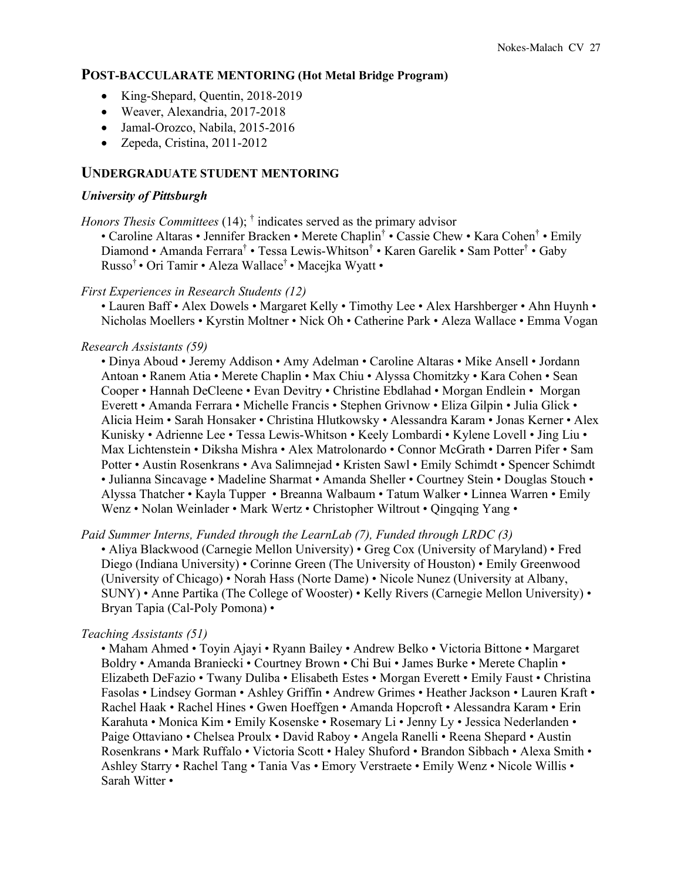## POST-BACCULARATE MENTORING (Hot Metal Bridge Program)

- King-Shepard, Quentin, 2018-2019
- Weaver, Alexandria, 2017-2018
- Jamal-Orozco, Nabila, 2015-2016
- Zepeda, Cristina, 2011-2012

## UNDERGRADUATE STUDENT MENTORING

### *University of Pittsburgh*

*Honors Thesis Committees* (14); † indicates served as the primary advisor

• Caroline Altaras • Jennifer Bracken • Merete Chaplin† • Cassie Chew • Kara Cohen† • Emily Diamond • Amanda Ferrara† • Tessa Lewis-Whitson† • Karen Garelik • Sam Potter† • Gaby Russo† • Ori Tamir • Aleza Wallace† • Macejka Wyatt •

*First Experiences in Research Students (12)*

• Lauren Baff • Alex Dowels • Margaret Kelly • Timothy Lee • Alex Harshberger • Ahn Huynh • Nicholas Moellers • Kyrstin Moltner • Nick Oh • Catherine Park • Aleza Wallace • Emma Vogan

*Research Assistants (59)*

• Dinya Aboud • Jeremy Addison • Amy Adelman • Caroline Altaras • Mike Ansell • Jordann Antoan • Ranem Atia • Merete Chaplin • Max Chiu • Alyssa Chomitzky • Kara Cohen • Sean Cooper • Hannah DeCleene • Evan Devitry • Christine Ebdlahad • Morgan Endlein • Morgan Everett • Amanda Ferrara • Michelle Francis • Stephen Grivnow • Eliza Gilpin • Julia Glick • Alicia Heim • Sarah Honsaker • Christina Hlutkowsky • Alessandra Karam • Jonas Kerner • Alex Kunisky • Adrienne Lee • Tessa Lewis-Whitson • Keely Lombardi • Kylene Lovell • Jing Liu • Max Lichtenstein • Diksha Mishra • Alex Matrolonardo • Connor McGrath • Darren Pifer • Sam Potter • Austin Rosenkrans • Ava Salimnejad • Kristen Sawl • Emily Schimdt • Spencer Schimdt • Julianna Sincavage • Madeline Sharmat • Amanda Sheller • Courtney Stein • Douglas Stouch • Alyssa Thatcher • Kayla Tupper • Breanna Walbaum • Tatum Walker • Linnea Warren • Emily Wenz • Nolan Weinlader • Mark Wertz • Christopher Wiltrout • Qingqing Yang •

*Paid Summer Interns, Funded through the LearnLab (7), Funded through LRDC (3)*

• Aliya Blackwood (Carnegie Mellon University) • Greg Cox (University of Maryland) • Fred Diego (Indiana University) • Corinne Green (The University of Houston) • Emily Greenwood (University of Chicago) • Norah Hass (Norte Dame) • Nicole Nunez (University at Albany, SUNY) • Anne Partika (The College of Wooster) • Kelly Rivers (Carnegie Mellon University) • Bryan Tapia (Cal-Poly Pomona) •

*Teaching Assistants (51)*

• Maham Ahmed • Toyin Ajayi • Ryann Bailey • Andrew Belko • Victoria Bittone • Margaret Boldry • Amanda Braniecki • Courtney Brown • Chi Bui • James Burke • Merete Chaplin • Elizabeth DeFazio • Twany Duliba • Elisabeth Estes • Morgan Everett • Emily Faust • Christina Fasolas • Lindsey Gorman • Ashley Griffin • Andrew Grimes • Heather Jackson • Lauren Kraft • Rachel Haak • Rachel Hines • Gwen Hoeffgen • Amanda Hopcroft • Alessandra Karam • Erin Karahuta • Monica Kim • Emily Kosenske • Rosemary Li • Jenny Ly • Jessica Nederlanden • Paige Ottaviano • Chelsea Proulx • David Raboy • Angela Ranelli • Reena Shepard • Austin Rosenkrans • Mark Ruffalo • Victoria Scott • Haley Shuford • Brandon Sibbach • Alexa Smith • Ashley Starry • Rachel Tang • Tania Vas • Emory Verstraete • Emily Wenz • Nicole Willis • Sarah Witter •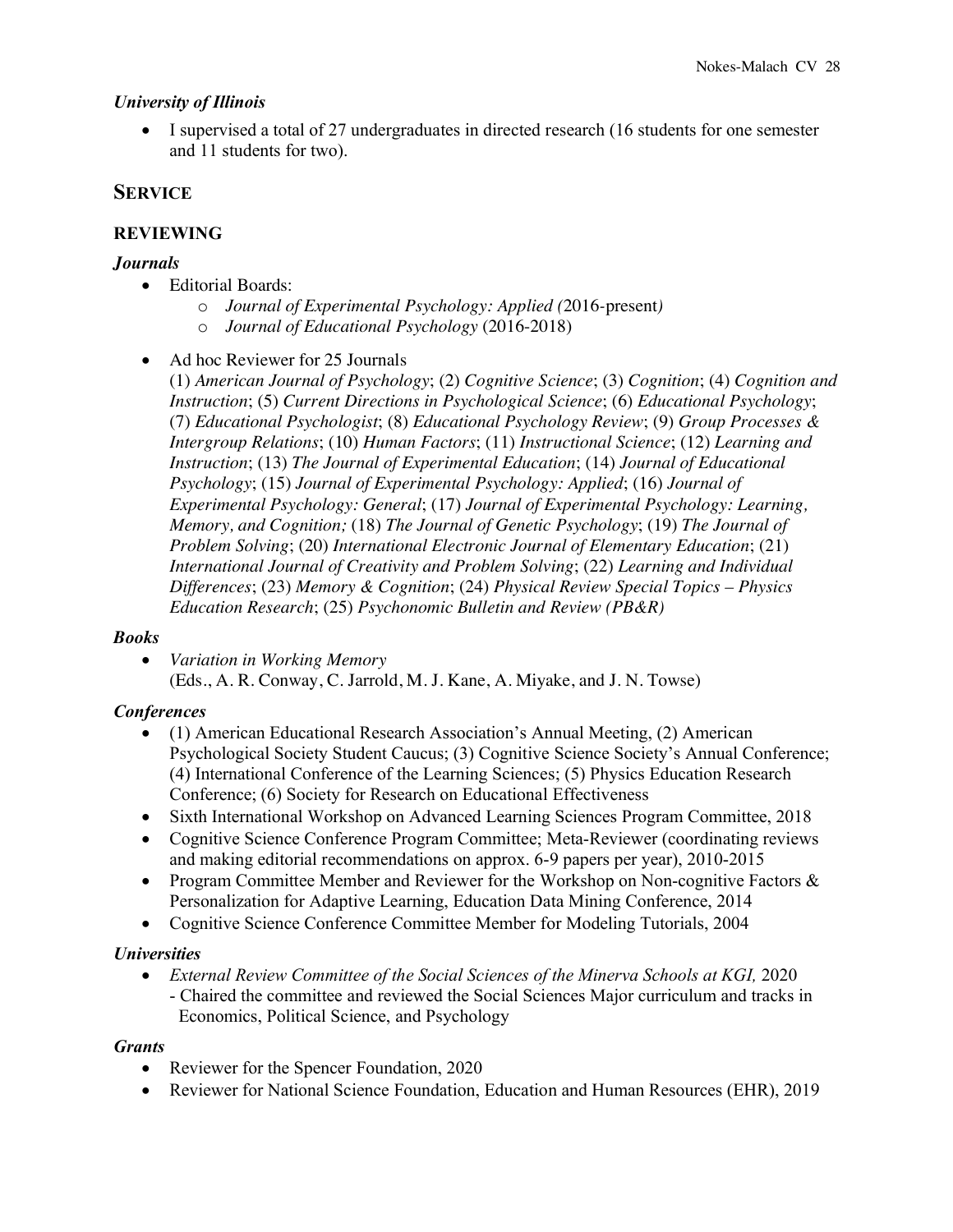### *University of Illinois*

- I supervised a total of 27 undergraduates in directed research (16 students for one semester and 11 students for two).

## SERVICE

### REVIEWING

#### *Journals*

- Editorial Boards:
    - *Journal of Experimental Psychology: Applied (*2016-present*)*
    - *Journal of Educational Psychology* (2016-2018)

- Ad hoc Reviewer for 25 Journals
  (1) *American Journal of Psychology*; (2) *Cognitive Science*; (3) *Cognition*; (4) *Cognition and Instruction*; (5) *Current Directions in Psychological Science*; (6) *Educational Psychology*; (7) *Educational Psychologist*; (8) *Educational Psychology Review*; (9) *Group Processes & Intergroup Relations*; (10) *Human Factors*; (11) *Instructional Science*; (12) *Learning and Instruction*; (13) *The Journal of Experimental Education*; (14) *Journal of Educational Psychology*; (15) *Journal of Experimental Psychology: Applied*; (16) *Journal of Experimental Psychology: General*; (17) *Journal of Experimental Psychology: Learning, Memory, and Cognition;* (18) *The Journal of Genetic Psychology*; (19) *The Journal of Problem Solving*; (20) *International Electronic Journal of Elementary Education*; (21) *International Journal of Creativity and Problem Solving*; (22) *Learning and Individual Differences*; (23) *Memory & Cognition*; (24) *Physical Review Special Topics – Physics Education Research*; (25) *Psychonomic Bulletin and Review (PB&R)*

#### *Books*

- *Variation in Working Memory*
  (Eds., A. R. Conway, C. Jarrold, M. J. Kane, A. Miyake, and J. N. Towse)

#### *Conferences*

- (1) American Educational Research Association's Annual Meeting, (2) American Psychological Society Student Caucus; (3) Cognitive Science Society's Annual Conference; (4) International Conference of the Learning Sciences; (5) Physics Education Research Conference; (6) Society for Research on Educational Effectiveness
- Sixth International Workshop on Advanced Learning Sciences Program Committee, 2018
- Cognitive Science Conference Program Committee; Meta-Reviewer (coordinating reviews and making editorial recommendations on approx. 6-9 papers per year), 2010-2015
- Program Committee Member and Reviewer for the Workshop on Non-cognitive Factors & Personalization for Adaptive Learning, Education Data Mining Conference, 2014
- Cognitive Science Conference Committee Member for Modeling Tutorials, 2004

#### *Universities*

- *External Review Committee of the Social Sciences of the Minerva Schools at KGI,* 2020
  - Chaired the committee and reviewed the Social Sciences Major curriculum and tracks in Economics, Political Science, and Psychology

#### *Grants*

- Reviewer for the Spencer Foundation, 2020
- Reviewer for National Science Foundation, Education and Human Resources (EHR), 2019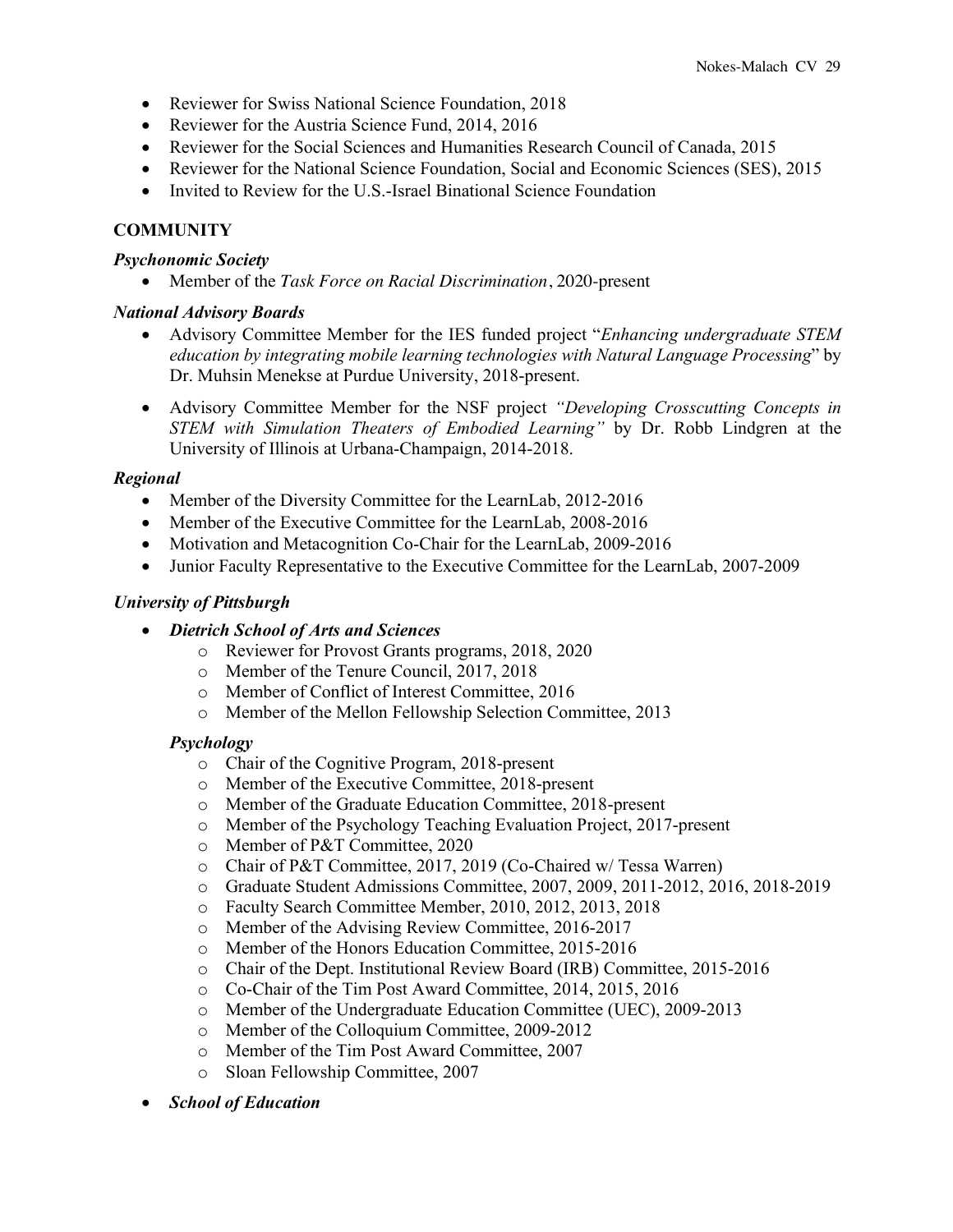- Reviewer for Swiss National Science Foundation, 2018
- Reviewer for the Austria Science Fund, 2014, 2016
- Reviewer for the Social Sciences and Humanities Research Council of Canada, 2015
- Reviewer for the National Science Foundation, Social and Economic Sciences (SES), 2015
- Invited to Review for the U.S.-Israel Binational Science Foundation

## COMMUNITY

### *Psychonomic Society*

- Member of the *Task Force on Racial Discrimination*, 2020-present

### *National Advisory Boards*

- Advisory Committee Member for the IES funded project "*Enhancing undergraduate STEM education by integrating mobile learning technologies with Natural Language Processing*" by Dr. Muhsin Menekse at Purdue University, 2018-present.
- Advisory Committee Member for the NSF project *"Developing Crosscutting Concepts in STEM with Simulation Theaters of Embodied Learning"* by Dr. Robb Lindgren at the University of Illinois at Urbana-Champaign, 2014-2018.

### *Regional*

- Member of the Diversity Committee for the LearnLab, 2012-2016
- Member of the Executive Committee for the LearnLab, 2008-2016
- Motivation and Metacognition Co-Chair for the LearnLab, 2009-2016
- Junior Faculty Representative to the Executive Committee for the LearnLab, 2007-2009

### *University of Pittsburgh*

- ***Dietrich School of Arts and Sciences***
  - Reviewer for Provost Grants programs, 2018, 2020
  - Member of the Tenure Council, 2017, 2018
  - Member of Conflict of Interest Committee, 2016
  - Member of the Mellon Fellowship Selection Committee, 2013

  ***Psychology***
  - Chair of the Cognitive Program, 2018-present
  - Member of the Executive Committee, 2018-present
  - Member of the Graduate Education Committee, 2018-present
  - Member of the Psychology Teaching Evaluation Project, 2017-present
  - Member of P&T Committee, 2020
  - Chair of P&T Committee, 2017, 2019 (Co-Chaired w/ Tessa Warren)
  - Graduate Student Admissions Committee, 2007, 2009, 2011-2012, 2016, 2018-2019
  - Faculty Search Committee Member, 2010, 2012, 2013, 2018
  - Member of the Advising Review Committee, 2016-2017
  - Member of the Honors Education Committee, 2015-2016
  - Chair of the Dept. Institutional Review Board (IRB) Committee, 2015-2016
  - Co-Chair of the Tim Post Award Committee, 2014, 2015, 2016
  - Member of the Undergraduate Education Committee (UEC), 2009-2013
  - Member of the Colloquium Committee, 2009-2012
  - Member of the Tim Post Award Committee, 2007
  - Sloan Fellowship Committee, 2007
- ***School of Education***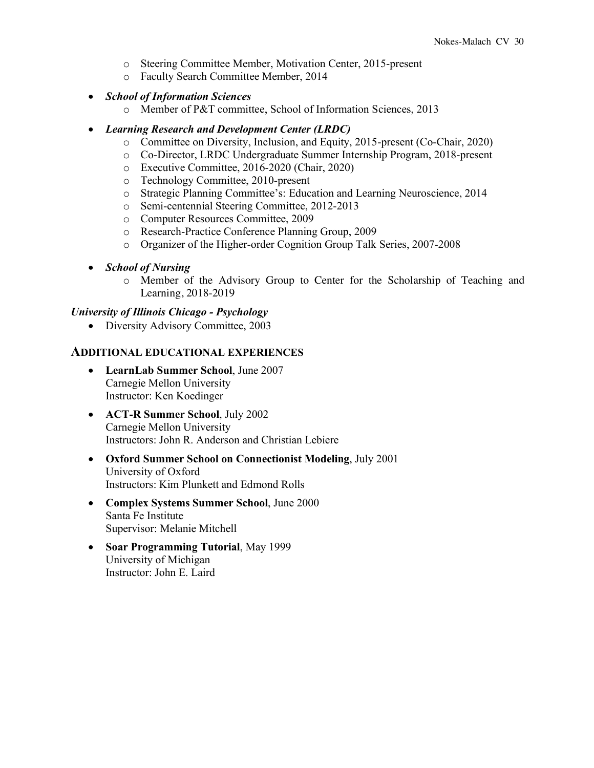- Steering Committee Member, Motivation Center, 2015-present
- Faculty Search Committee Member, 2014

- ***School of Information Sciences***
  - Member of P&T committee, School of Information Sciences, 2013

- ***Learning Research and Development Center (LRDC)***
  - Committee on Diversity, Inclusion, and Equity, 2015-present (Co-Chair, 2020)
  - Co-Director, LRDC Undergraduate Summer Internship Program, 2018-present
  - Executive Committee, 2016-2020 (Chair, 2020)
  - Technology Committee, 2010-present
  - Strategic Planning Committee's: Education and Learning Neuroscience, 2014
  - Semi-centennial Steering Committee, 2012-2013
  - Computer Resources Committee, 2009
  - Research-Practice Conference Planning Group, 2009
  - Organizer of the Higher-order Cognition Group Talk Series, 2007-2008

- ***School of Nursing***
  - Member of the Advisory Group to Center for the Scholarship of Teaching and Learning, 2018-2019

***University of Illinois Chicago - Psychology***

- Diversity Advisory Committee, 2003

## ADDITIONAL EDUCATIONAL EXPERIENCES

- **LearnLab Summer School**, June 2007
  Carnegie Mellon University
  Instructor: Ken Koedinger

- **ACT-R Summer School**, July 2002
  Carnegie Mellon University
  Instructors: John R. Anderson and Christian Lebiere

- **Oxford Summer School on Connectionist Modeling**, July 2001
  University of Oxford
  Instructors: Kim Plunkett and Edmond Rolls

- **Complex Systems Summer School**, June 2000
  Santa Fe Institute
  Supervisor: Melanie Mitchell

- **Soar Programming Tutorial**, May 1999
  University of Michigan
  Instructor: John E. Laird